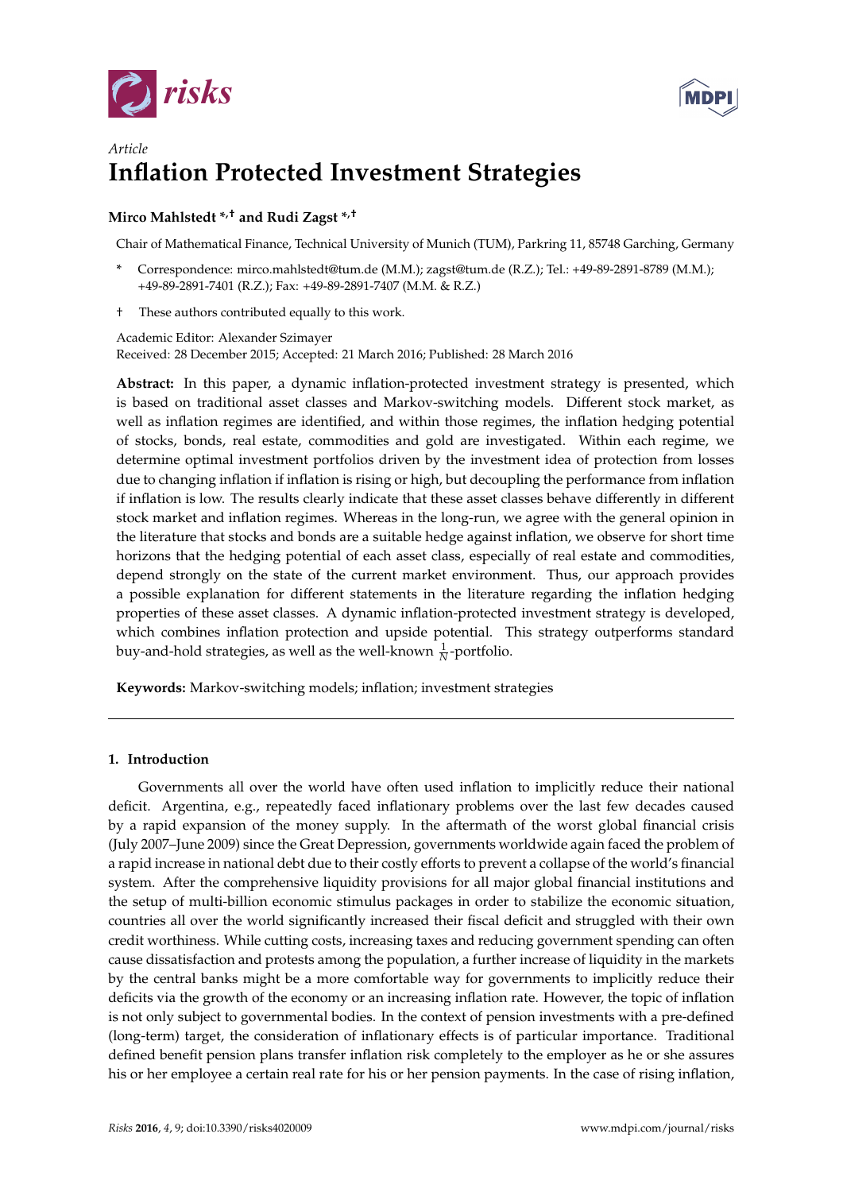*Article*

# Inflation Protected Investment Strategies

**Mirco Mahlstedt \*,† and Rudi Zagst \*,†**

Chair of Mathematical Finance, Technical University of Munich (TUM), Parkring 11, 85748 Garching, Germany

\* Correspondence: mirco.mahlstedt@tum.de (M.M.); zagst@tum.de (R.Z.); Tel.: +49-89-2891-8789 (M.M.); +49-89-2891-7401 (R.Z.); Fax: +49-89-2891-7407 (M.M. & R.Z.)

† These authors contributed equally to this work.

Academic Editor: Alexander Szimayer

Received: 28 December 2015; Accepted: 21 March 2016; Published: 28 March 2016

**Abstract:** In this paper, a dynamic inflation-protected investment strategy is presented, which is based on traditional asset classes and Markov-switching models. Different stock market, as well as inflation regimes are identified, and within those regimes, the inflation hedging potential of stocks, bonds, real estate, commodities and gold are investigated. Within each regime, we determine optimal investment portfolios driven by the investment idea of protection from losses due to changing inflation if inflation is rising or high, but decoupling the performance from inflation if inflation is low. The results clearly indicate that these asset classes behave differently in different stock market and inflation regimes. Whereas in the long-run, we agree with the general opinion in the literature that stocks and bonds are a suitable hedge against inflation, we observe for short time horizons that the hedging potential of each asset class, especially of real estate and commodities, depend strongly on the state of the current market environment. Thus, our approach provides a possible explanation for different statements in the literature regarding the inflation hedging properties of these asset classes. A dynamic inflation-protected investment strategy is developed, which combines inflation protection and upside potential. This strategy outperforms standard buy-and-hold strategies, as well as the well-known $\frac{1}{N}$-portfolio.

**Keywords:** Markov-switching models; inflation; investment strategies

## 1. Introduction

Governments all over the world have often used inflation to implicitly reduce their national deficit. Argentina, e.g., repeatedly faced inflationary problems over the last few decades caused by a rapid expansion of the money supply. In the aftermath of the worst global financial crisis (July 2007–June 2009) since the Great Depression, governments worldwide again faced the problem of a rapid increase in national debt due to their costly efforts to prevent a collapse of the world's financial system. After the comprehensive liquidity provisions for all major global financial institutions and the setup of multi-billion economic stimulus packages in order to stabilize the economic situation, countries all over the world significantly increased their fiscal deficit and struggled with their own credit worthiness. While cutting costs, increasing taxes and reducing government spending can often cause dissatisfaction and protests among the population, a further increase of liquidity in the markets by the central banks might be a more comfortable way for governments to implicitly reduce their deficits via the growth of the economy or an increasing inflation rate. However, the topic of inflation is not only subject to governmental bodies. In the context of pension investments with a pre-defined (long-term) target, the consideration of inflationary effects is of particular importance. Traditional defined benefit pension plans transfer inflation risk completely to the employer as he or she assures his or her employee a certain real rate for his or her pension payments. In the case of rising inflation,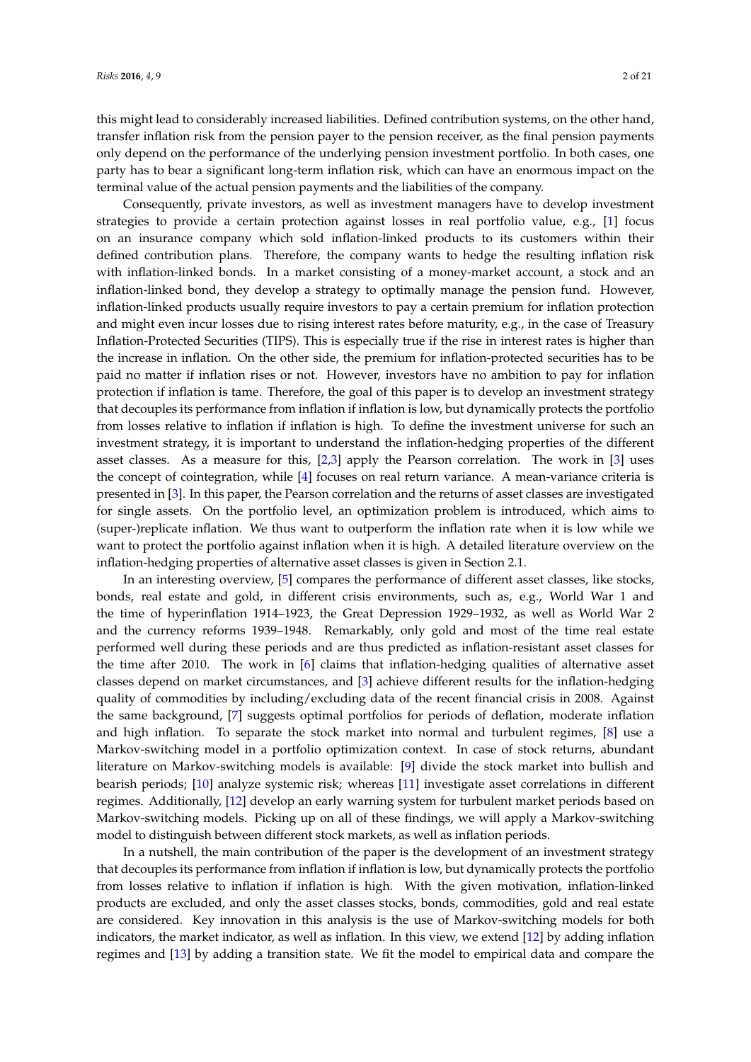this might lead to considerably increased liabilities. Defined contribution systems, on the other hand, transfer inflation risk from the pension payer to the pension receiver, as the final pension payments only depend on the performance of the underlying pension investment portfolio. In both cases, one party has to bear a significant long-term inflation risk, which can have an enormous impact on the terminal value of the actual pension payments and the liabilities of the company.

Consequently, private investors, as well as investment managers have to develop investment strategies to provide a certain protection against losses in real portfolio value, e.g., [1] focus on an insurance company which sold inflation-linked products to its customers within their defined contribution plans. Therefore, the company wants to hedge the resulting inflation risk with inflation-linked bonds. In a market consisting of a money-market account, a stock and an inflation-linked bond, they develop a strategy to optimally manage the pension fund. However, inflation-linked products usually require investors to pay a certain premium for inflation protection and might even incur losses due to rising interest rates before maturity, e.g., in the case of Treasury Inflation-Protected Securities (TIPS). This is especially true if the rise in interest rates is higher than the increase in inflation. On the other side, the premium for inflation-protected securities has to be paid no matter if inflation rises or not. However, investors have no ambition to pay for inflation protection if inflation is tame. Therefore, the goal of this paper is to develop an investment strategy that decouples its performance from inflation if inflation is low, but dynamically protects the portfolio from losses relative to inflation if inflation is high. To define the investment universe for such an investment strategy, it is important to understand the inflation-hedging properties of the different asset classes. As a measure for this, [2,3] apply the Pearson correlation. The work in [3] uses the concept of cointegration, while [4] focuses on real return variance. A mean-variance criteria is presented in [3]. In this paper, the Pearson correlation and the returns of asset classes are investigated for single assets. On the portfolio level, an optimization problem is introduced, which aims to (super-)replicate inflation. We thus want to outperform the inflation rate when it is low while we want to protect the portfolio against inflation when it is high. A detailed literature overview on the inflation-hedging properties of alternative asset classes is given in Section 2.1.

In an interesting overview, [5] compares the performance of different asset classes, like stocks, bonds, real estate and gold, in different crisis environments, such as, e.g., World War 1 and the time of hyperinflation 1914–1923, the Great Depression 1929–1932, as well as World War 2 and the currency reforms 1939–1948. Remarkably, only gold and most of the time real estate performed well during these periods and are thus predicted as inflation-resistant asset classes for the time after 2010. The work in [6] claims that inflation-hedging qualities of alternative asset classes depend on market circumstances, and [3] achieve different results for the inflation-hedging quality of commodities by including/excluding data of the recent financial crisis in 2008. Against the same background, [7] suggests optimal portfolios for periods of deflation, moderate inflation and high inflation. To separate the stock market into normal and turbulent regimes, [8] use a Markov-switching model in a portfolio optimization context. In case of stock returns, abundant literature on Markov-switching models is available: [9] divide the stock market into bullish and bearish periods; [10] analyze systemic risk; whereas [11] investigate asset correlations in different regimes. Additionally, [12] develop an early warning system for turbulent market periods based on Markov-switching models. Picking up on all of these findings, we will apply a Markov-switching model to distinguish between different stock markets, as well as inflation periods.

In a nutshell, the main contribution of the paper is the development of an investment strategy that decouples its performance from inflation if inflation is low, but dynamically protects the portfolio from losses relative to inflation if inflation is high. With the given motivation, inflation-linked products are excluded, and only the asset classes stocks, bonds, commodities, gold and real estate are considered. Key innovation in this analysis is the use of Markov-switching models for both indicators, the market indicator, as well as inflation. In this view, we extend [12] by adding inflation regimes and [13] by adding a transition state. We fit the model to empirical data and compare the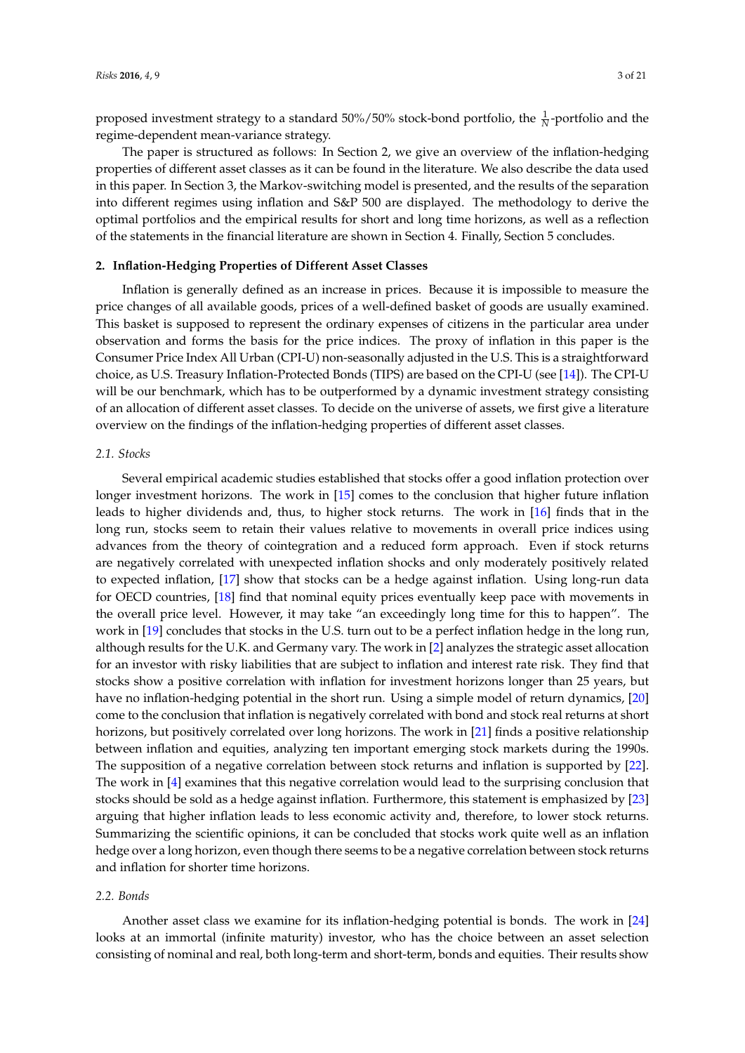proposed investment strategy to a standard 50%/50% stock-bond portfolio, the $\frac{1}{N}$-portfolio and the regime-dependent mean-variance strategy.

The paper is structured as follows: In Section 2, we give an overview of the inflation-hedging properties of different asset classes as it can be found in the literature. We also describe the data used in this paper. In Section 3, the Markov-switching model is presented, and the results of the separation into different regimes using inflation and S&P 500 are displayed. The methodology to derive the optimal portfolios and the empirical results for short and long time horizons, as well as a reflection of the statements in the financial literature are shown in Section 4. Finally, Section 5 concludes.

## 2. Inflation-Hedging Properties of Different Asset Classes

Inflation is generally defined as an increase in prices. Because it is impossible to measure the price changes of all available goods, prices of a well-defined basket of goods are usually examined. This basket is supposed to represent the ordinary expenses of citizens in the particular area under observation and forms the basis for the price indices. The proxy of inflation in this paper is the Consumer Price Index All Urban (CPI-U) non-seasonally adjusted in the U.S. This is a straightforward choice, as U.S. Treasury Inflation-Protected Bonds (TIPS) are based on the CPI-U (see [14]). The CPI-U will be our benchmark, which has to be outperformed by a dynamic investment strategy consisting of an allocation of different asset classes. To decide on the universe of assets, we first give a literature overview on the findings of the inflation-hedging properties of different asset classes.

### 2.1. Stocks

Several empirical academic studies established that stocks offer a good inflation protection over longer investment horizons. The work in [15] comes to the conclusion that higher future inflation leads to higher dividends and, thus, to higher stock returns. The work in [16] finds that in the long run, stocks seem to retain their values relative to movements in overall price indices using advances from the theory of cointegration and a reduced form approach. Even if stock returns are negatively correlated with unexpected inflation shocks and only moderately positively related to expected inflation, [17] show that stocks can be a hedge against inflation. Using long-run data for OECD countries, [18] find that nominal equity prices eventually keep pace with movements in the overall price level. However, it may take "an exceedingly long time for this to happen". The work in [19] concludes that stocks in the U.S. turn out to be a perfect inflation hedge in the long run, although results for the U.K. and Germany vary. The work in [2] analyzes the strategic asset allocation for an investor with risky liabilities that are subject to inflation and interest rate risk. They find that stocks show a positive correlation with inflation for investment horizons longer than 25 years, but have no inflation-hedging potential in the short run. Using a simple model of return dynamics, [20] come to the conclusion that inflation is negatively correlated with bond and stock real returns at short horizons, but positively correlated over long horizons. The work in [21] finds a positive relationship between inflation and equities, analyzing ten important emerging stock markets during the 1990s. The supposition of a negative correlation between stock returns and inflation is supported by [22]. The work in [4] examines that this negative correlation would lead to the surprising conclusion that stocks should be sold as a hedge against inflation. Furthermore, this statement is emphasized by [23] arguing that higher inflation leads to less economic activity and, therefore, to lower stock returns. Summarizing the scientific opinions, it can be concluded that stocks work quite well as an inflation hedge over a long horizon, even though there seems to be a negative correlation between stock returns and inflation for shorter time horizons.

### 2.2. Bonds

Another asset class we examine for its inflation-hedging potential is bonds. The work in [24] looks at an immortal (infinite maturity) investor, who has the choice between an asset selection consisting of nominal and real, both long-term and short-term, bonds and equities. Their results show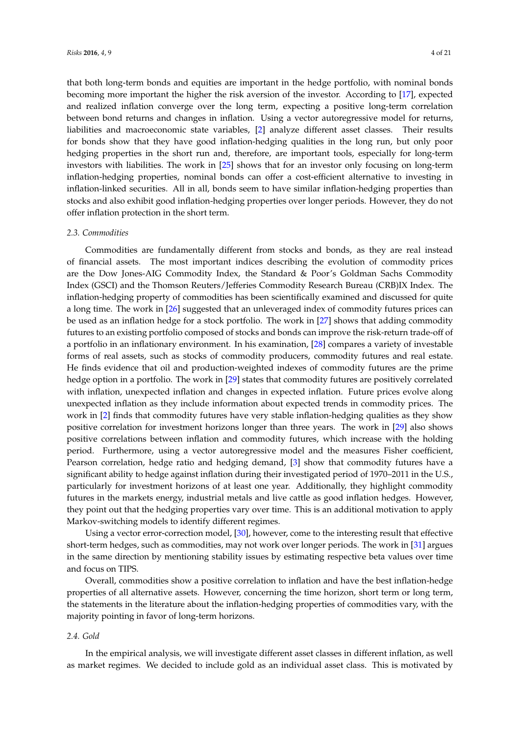that both long-term bonds and equities are important in the hedge portfolio, with nominal bonds becoming more important the higher the risk aversion of the investor. According to [17], expected and realized inflation converge over the long term, expecting a positive long-term correlation between bond returns and changes in inflation. Using a vector autoregressive model for returns, liabilities and macroeconomic state variables, [2] analyze different asset classes. Their results for bonds show that they have good inflation-hedging qualities in the long run, but only poor hedging properties in the short run and, therefore, are important tools, especially for long-term investors with liabilities. The work in [25] shows that for an investor only focusing on long-term inflation-hedging properties, nominal bonds can offer a cost-efficient alternative to investing in inflation-linked securities. All in all, bonds seem to have similar inflation-hedging properties than stocks and also exhibit good inflation-hedging properties over longer periods. However, they do not offer inflation protection in the short term.

### 2.3. Commodities

Commodities are fundamentally different from stocks and bonds, as they are real instead of financial assets. The most important indices describing the evolution of commodity prices are the Dow Jones-AIG Commodity Index, the Standard & Poor's Goldman Sachs Commodity Index (GSCI) and the Thomson Reuters/Jefferies Commodity Research Bureau (CRB)IX Index. The inflation-hedging property of commodities has been scientifically examined and discussed for quite a long time. The work in [26] suggested that an unleveraged index of commodity futures prices can be used as an inflation hedge for a stock portfolio. The work in [27] shows that adding commodity futures to an existing portfolio composed of stocks and bonds can improve the risk-return trade-off of a portfolio in an inflationary environment. In his examination, [28] compares a variety of investable forms of real assets, such as stocks of commodity producers, commodity futures and real estate. He finds evidence that oil and production-weighted indexes of commodity futures are the prime hedge option in a portfolio. The work in [29] states that commodity futures are positively correlated with inflation, unexpected inflation and changes in expected inflation. Future prices evolve along unexpected inflation as they include information about expected trends in commodity prices. The work in [2] finds that commodity futures have very stable inflation-hedging qualities as they show positive correlation for investment horizons longer than three years. The work in [29] also shows positive correlations between inflation and commodity futures, which increase with the holding period. Furthermore, using a vector autoregressive model and the measures Fisher coefficient, Pearson correlation, hedge ratio and hedging demand, [3] show that commodity futures have a significant ability to hedge against inflation during their investigated period of 1970–2011 in the U.S., particularly for investment horizons of at least one year. Additionally, they highlight commodity futures in the markets energy, industrial metals and live cattle as good inflation hedges. However, they point out that the hedging properties vary over time. This is an additional motivation to apply Markov-switching models to identify different regimes.

Using a vector error-correction model, [30], however, come to the interesting result that effective short-term hedges, such as commodities, may not work over longer periods. The work in [31] argues in the same direction by mentioning stability issues by estimating respective beta values over time and focus on TIPS.

Overall, commodities show a positive correlation to inflation and have the best inflation-hedge properties of all alternative assets. However, concerning the time horizon, short term or long term, the statements in the literature about the inflation-hedging properties of commodities vary, with the majority pointing in favor of long-term horizons.

### 2.4. Gold

In the empirical analysis, we will investigate different asset classes in different inflation, as well as market regimes. We decided to include gold as an individual asset class. This is motivated by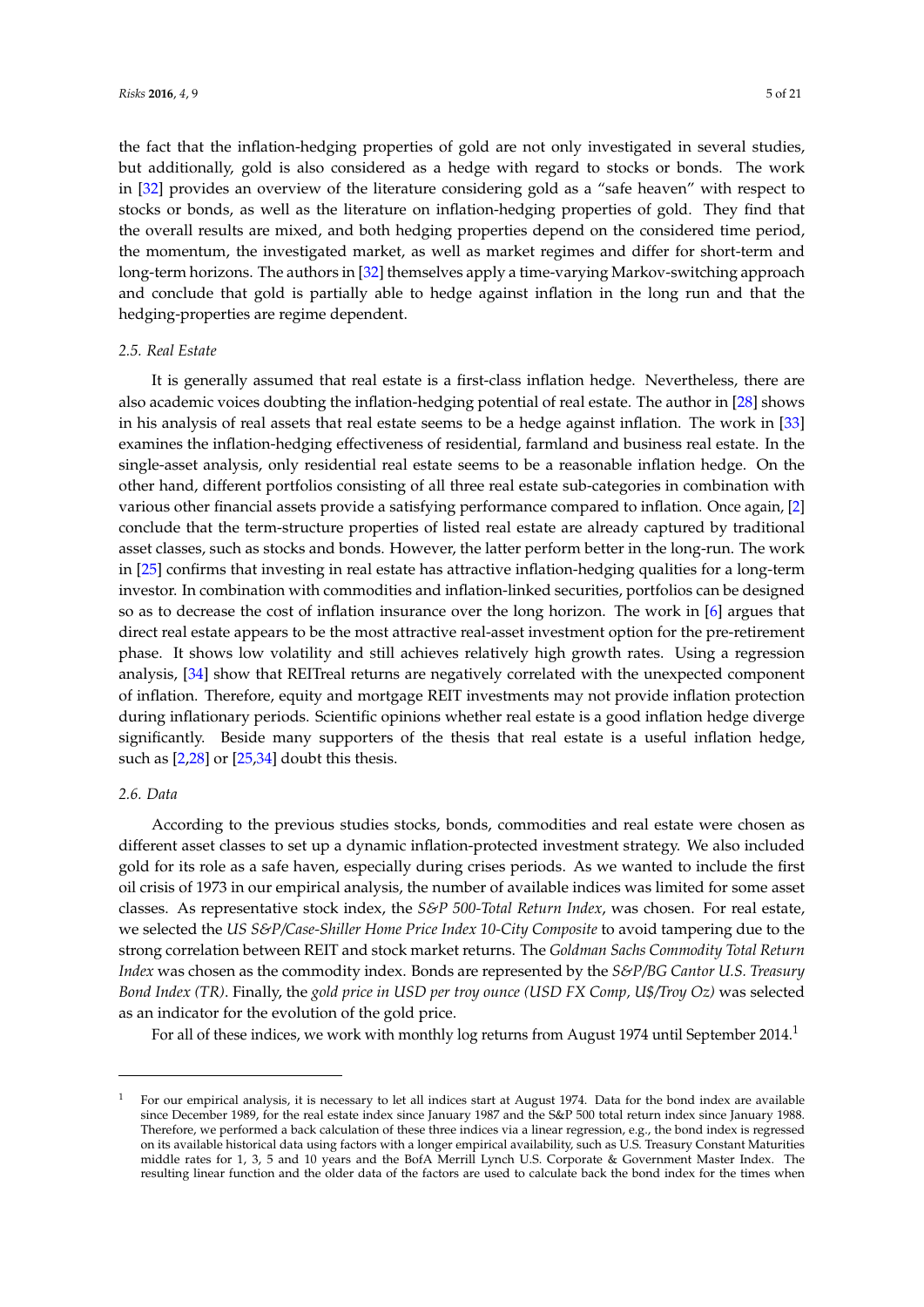the fact that the inflation-hedging properties of gold are not only investigated in several studies, but additionally, gold is also considered as a hedge with regard to stocks or bonds. The work in [32] provides an overview of the literature considering gold as a "safe heaven" with respect to stocks or bonds, as well as the literature on inflation-hedging properties of gold. They find that the overall results are mixed, and both hedging properties depend on the considered time period, the momentum, the investigated market, as well as market regimes and differ for short-term and long-term horizons. The authors in [32] themselves apply a time-varying Markov-switching approach and conclude that gold is partially able to hedge against inflation in the long run and that the hedging-properties are regime dependent.

### 2.5. Real Estate

It is generally assumed that real estate is a first-class inflation hedge. Nevertheless, there are also academic voices doubting the inflation-hedging potential of real estate. The author in [28] shows in his analysis of real assets that real estate seems to be a hedge against inflation. The work in [33] examines the inflation-hedging effectiveness of residential, farmland and business real estate. In the single-asset analysis, only residential real estate seems to be a reasonable inflation hedge. On the other hand, different portfolios consisting of all three real estate sub-categories in combination with various other financial assets provide a satisfying performance compared to inflation. Once again, [2] conclude that the term-structure properties of listed real estate are already captured by traditional asset classes, such as stocks and bonds. However, the latter perform better in the long-run. The work in [25] confirms that investing in real estate has attractive inflation-hedging qualities for a long-term investor. In combination with commodities and inflation-linked securities, portfolios can be designed so as to decrease the cost of inflation insurance over the long horizon. The work in [6] argues that direct real estate appears to be the most attractive real-asset investment option for the pre-retirement phase. It shows low volatility and still achieves relatively high growth rates. Using a regression analysis, [34] show that REITreal returns are negatively correlated with the unexpected component of inflation. Therefore, equity and mortgage REIT investments may not provide inflation protection during inflationary periods. Scientific opinions whether real estate is a good inflation hedge diverge significantly. Beside many supporters of the thesis that real estate is a useful inflation hedge, such as [2,28] or [25,34] doubt this thesis.

### 2.6. Data

According to the previous studies stocks, bonds, commodities and real estate were chosen as different asset classes to set up a dynamic inflation-protected investment strategy. We also included gold for its role as a safe haven, especially during crises periods. As we wanted to include the first oil crisis of 1973 in our empirical analysis, the number of available indices was limited for some asset classes. As representative stock index, the *S&P 500-Total Return Index*, was chosen. For real estate, we selected the *US S&P/Case-Shiller Home Price Index 10-City Composite* to avoid tampering due to the strong correlation between REIT and stock market returns. The *Goldman Sachs Commodity Total Return Index* was chosen as the commodity index. Bonds are represented by the *S&P/BG Cantor U.S. Treasury Bond Index (TR)*. Finally, the *gold price in USD per troy ounce (USD FX Comp, U$/Troy Oz)* was selected as an indicator for the evolution of the gold price.

For all of these indices, we work with monthly log returns from August 1974 until September 2014.[1]

[1] For our empirical analysis, it is necessary to let all indices start at August 1974. Data for the bond index are available since December 1989, for the real estate index since January 1987 and the S&P 500 total return index since January 1988. Therefore, we performed a back calculation of these three indices via a linear regression, e.g., the bond index is regressed on its available historical data using factors with a longer empirical availability, such as U.S. Treasury Constant Maturities middle rates for 1, 3, 5 and 10 years and the BofA Merrill Lynch U.S. Corporate & Government Master Index. The resulting linear function and the older data of the factors are used to calculate back the bond index for the times when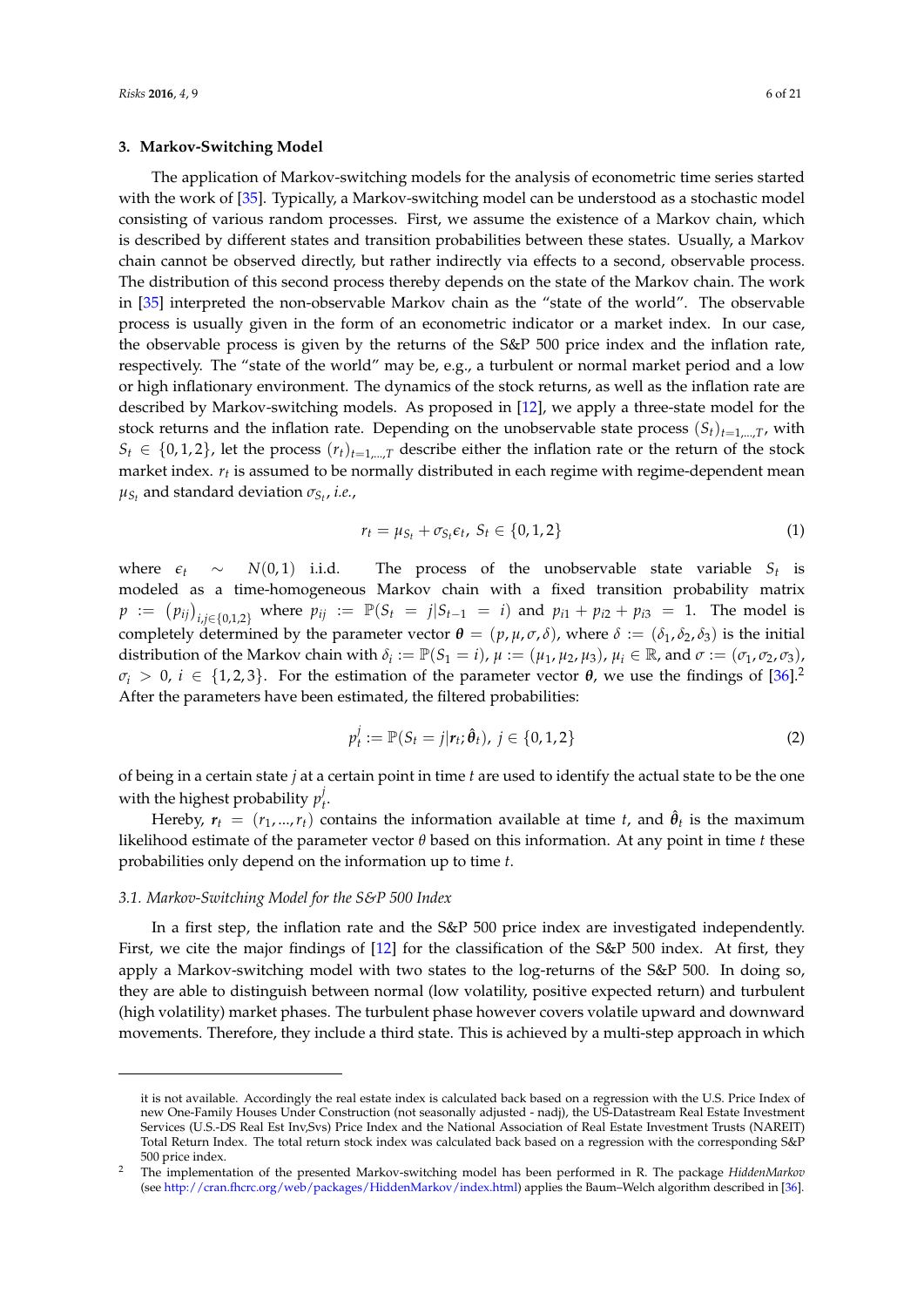## 3. Markov-Switching Model

The application of Markov-switching models for the analysis of econometric time series started with the work of [35]. Typically, a Markov-switching model can be understood as a stochastic model consisting of various random processes. First, we assume the existence of a Markov chain, which is described by different states and transition probabilities between these states. Usually, a Markov chain cannot be observed directly, but rather indirectly via effects to a second, observable process. The distribution of this second process thereby depends on the state of the Markov chain. The work in [35] interpreted the non-observable Markov chain as the "state of the world". The observable process is usually given in the form of an econometric indicator or a market index. In our case, the observable process is given by the returns of the S&P 500 price index and the inflation rate, respectively. The "state of the world" may be, e.g., a turbulent or normal market period and a low or high inflationary environment. The dynamics of the stock returns, as well as the inflation rate are described by Markov-switching models. As proposed in [12], we apply a three-state model for the stock returns and the inflation rate. Depending on the unobservable state process $(S_t)_{t=1,...,T}$, with $S_t \in \{0,1,2\}$, let the process $(r_t)_{t=1,...,T}$ describe either the inflation rate or the return of the stock market index. $r_t$ is assumed to be normally distributed in each regime with regime-dependent mean $\mu_{S_t}$ and standard deviation $\sigma_{S_t}$, *i.e.*,

$$r_t = \mu_{S_t} + \sigma_{S_t}\epsilon_t,\ S_t \in \{0,1,2\} \tag{1}$$

where $\epsilon_t \sim N(0,1)$ i.i.d. The process of the unobservable state variable $S_t$ is modeled as a time-homogeneous Markov chain with a fixed transition probability matrix $p := (p_{ij})_{i,j\in\{0,1,2\}}$ where $p_{ij} := \mathbb{P}(S_t = j|S_{t-1} = i)$ and $p_{i1} + p_{i2} + p_{i3} = 1$. The model is completely determined by the parameter vector $\boldsymbol{\theta} = (p, \mu, \sigma, \delta)$, where $\delta := (\delta_1, \delta_2, \delta_3)$ is the initial distribution of the Markov chain with $\delta_i := \mathbb{P}(S_1 = i)$, $\mu := (\mu_1, \mu_2, \mu_3)$, $\mu_i \in \mathbb{R}$, and $\sigma := (\sigma_1, \sigma_2, \sigma_3)$, $\sigma_i > 0$, $i \in \{1,2,3\}$. For the estimation of the parameter vector $\boldsymbol{\theta}$, we use the findings of [36].[2] After the parameters have been estimated, the filtered probabilities:

$$p_t^j := \mathbb{P}(S_t = j|\boldsymbol{r}_t; \hat{\boldsymbol{\theta}}_t),\ j \in \{0,1,2\} \tag{2}$$

of being in a certain state $j$ at a certain point in time $t$ are used to identify the actual state to be the one with the highest probability $p_t^j$.

Hereby, $\boldsymbol{r}_t = (r_1, ..., r_t)$ contains the information available at time $t$, and $\hat{\boldsymbol{\theta}}_t$ is the maximum likelihood estimate of the parameter vector $\theta$ based on this information. At any point in time $t$ these probabilities only depend on the information up to time $t$.

### 3.1. Markov-Switching Model for the S&P 500 Index

In a first step, the inflation rate and the S&P 500 price index are investigated independently. First, we cite the major findings of [12] for the classification of the S&P 500 index. At first, they apply a Markov-switching model with two states to the log-returns of the S&P 500. In doing so, they are able to distinguish between normal (low volatility, positive expected return) and turbulent (high volatility) market phases. The turbulent phase however covers volatile upward and downward movements. Therefore, they include a third state. This is achieved by a multi-step approach in which

---

it is not available. Accordingly the real estate index is calculated back based on a regression with the U.S. Price Index of new One-Family Houses Under Construction (not seasonally adjusted - nadj), the US-Datastream Real Estate Investment Services (U.S.-DS Real Est Inv,Svs) Price Index and the National Association of Real Estate Investment Trusts (NAREIT) Total Return Index. The total return stock index was calculated back based on a regression with the corresponding S&P 500 price index.

[2] The implementation of the presented Markov-switching model has been performed in R. The package *HiddenMarkov* (see http://cran.fhcrc.org/web/packages/HiddenMarkov/index.html) applies the Baum–Welch algorithm described in [36].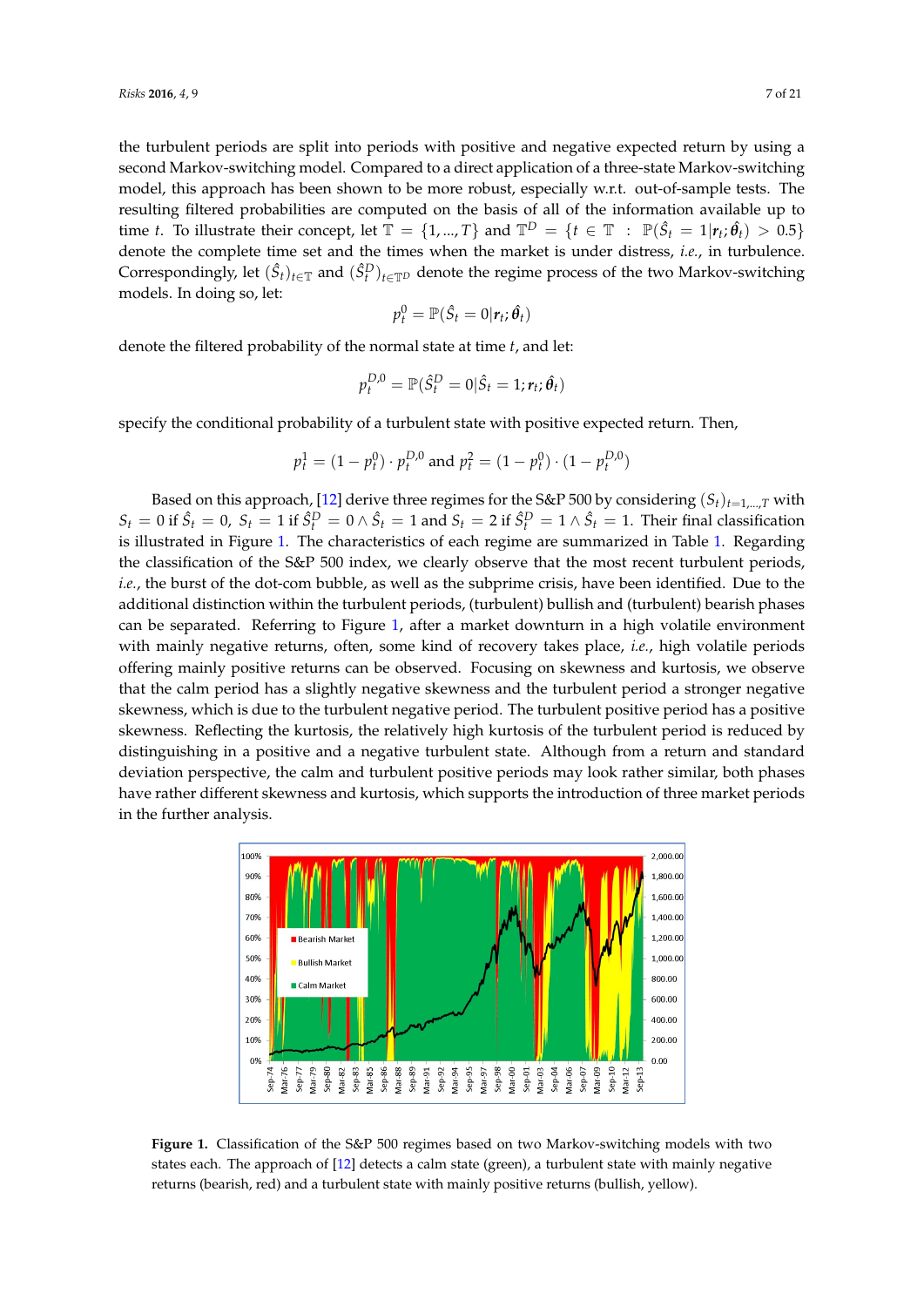the turbulent periods are split into periods with positive and negative expected return by using a second Markov-switching model. Compared to a direct application of a three-state Markov-switching model, this approach has been shown to be more robust, especially w.r.t. out-of-sample tests. The resulting filtered probabilities are computed on the basis of all of the information available up to time $t$. To illustrate their concept, let $\mathbb{T} = \{1, ..., T\}$ and $\mathbb{T}^D = \{t \in \mathbb{T} : \mathbb{P}(\hat{S}_t = 1|\boldsymbol{r}_t; \hat{\boldsymbol{\theta}}_t) > 0.5\}$ denote the complete time set and the times when the market is under distress, *i.e.*, in turbulence. Correspondingly, let $(\hat{S}_t)_{t\in\mathbb{T}}$ and $(\hat{S}_t^D)_{t\in\mathbb{T}^D}$ denote the regime process of the two Markov-switching models. In doing so, let:

$$p_t^0 = \mathbb{P}(\hat{S}_t = 0|\boldsymbol{r}_t; \hat{\boldsymbol{\theta}}_t)$$

denote the filtered probability of the normal state at time $t$, and let:

$$p_t^{D,0} = \mathbb{P}(\hat{S}_t^D = 0|\hat{S}_t = 1; \boldsymbol{r}_t; \hat{\boldsymbol{\theta}}_t)$$

specify the conditional probability of a turbulent state with positive expected return. Then,

$$p_t^1 = (1 - p_t^0) \cdot p_t^{D,0} \text{ and } p_t^2 = (1 - p_t^0) \cdot (1 - p_t^{D,0})$$

Based on this approach, [12] derive three regimes for the S&P 500 by considering $(S_t)_{t=1,...,T}$ with $S_t = 0$ if $\hat{S}_t = 0$, $S_t = 1$ if $\hat{S}_t^D = 0 \wedge \hat{S}_t = 1$ and $S_t = 2$ if $\hat{S}_t^D = 1 \wedge \hat{S}_t = 1$. Their final classification is illustrated in Figure 1. The characteristics of each regime are summarized in Table 1. Regarding the classification of the S&P 500 index, we clearly observe that the most recent turbulent periods, *i.e.*, the burst of the dot-com bubble, as well as the subprime crisis, have been identified. Due to the additional distinction within the turbulent periods, (turbulent) bullish and (turbulent) bearish phases can be separated. Referring to Figure 1, after a market downturn in a high volatile environment with mainly negative returns, often, some kind of recovery takes place, *i.e.*, high volatile periods offering mainly positive returns can be observed. Focusing on skewness and kurtosis, we observe that the calm period has a slightly negative skewness and the turbulent period a stronger negative skewness, which is due to the turbulent negative period. The turbulent positive period has a positive skewness. Reflecting the kurtosis, the relatively high kurtosis of the turbulent period is reduced by distinguishing in a positive and a negative turbulent state. Although from a return and standard deviation perspective, the calm and turbulent positive periods may look rather similar, both phases have rather different skewness and kurtosis, which supports the introduction of three market periods in the further analysis.

**Figure 1.** Classification of the S&P 500 regimes based on two Markov-switching models with two states each. The approach of [12] detects a calm state (green), a turbulent state with mainly negative returns (bearish, red) and a turbulent state with mainly positive returns (bullish, yellow).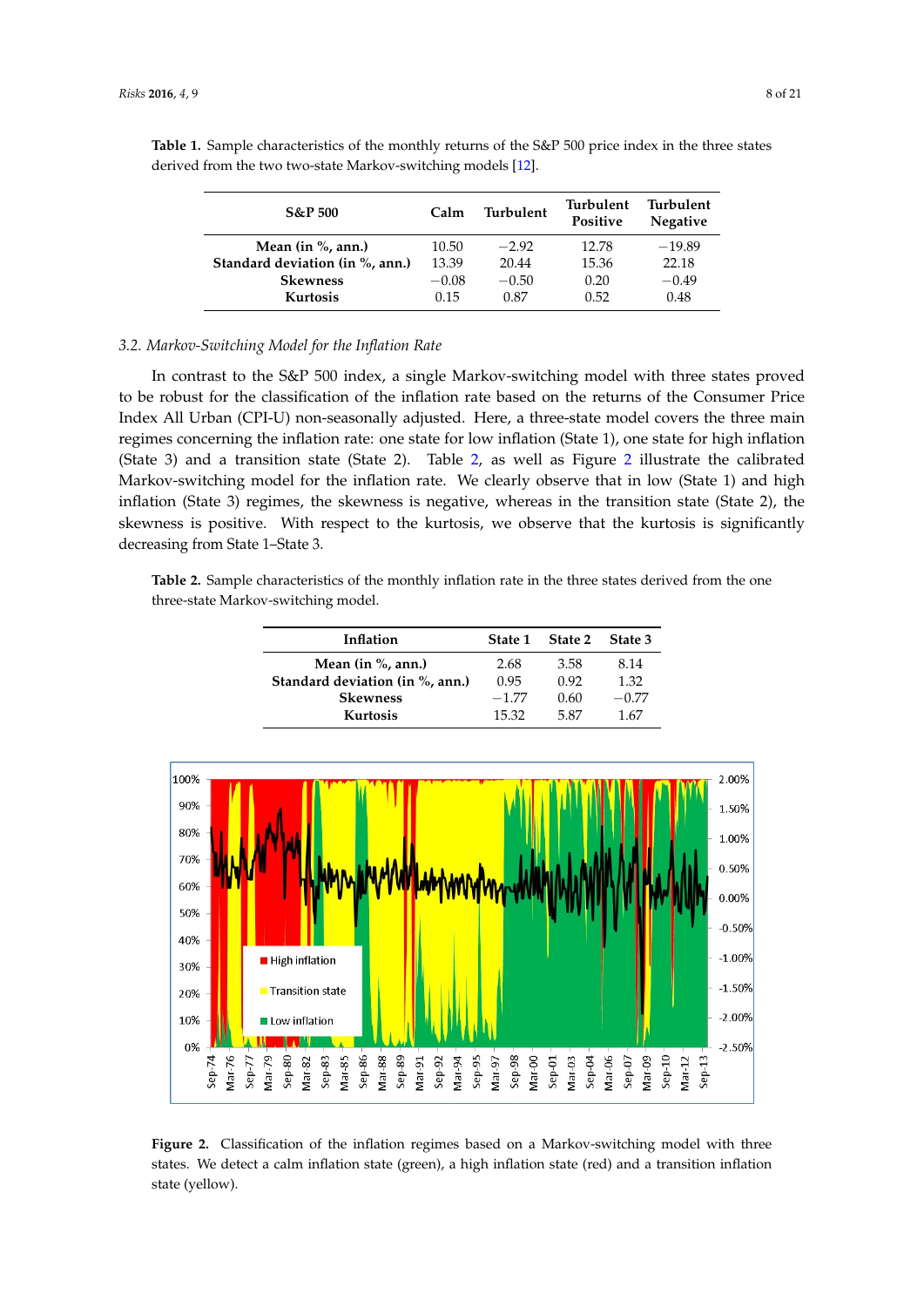**Table 1.** Sample characteristics of the monthly returns of the S&P 500 price index in the three states derived from the two two-state Markov-switching models [12].

| S&P 500 | Calm | Turbulent | Turbulent Positive | Turbulent Negative |
|---|---|---|---|---|
| **Mean (in %, ann.)** | 10.50 | −2.92 | 12.78 | −19.89 |
| **Standard deviation (in %, ann.)** | 13.39 | 20.44 | 15.36 | 22.18 |
| **Skewness** | −0.08 | −0.50 | 0.20 | −0.49 |
| **Kurtosis** | 0.15 | 0.87 | 0.52 | 0.48 |

### *3.2. Markov-Switching Model for the Inflation Rate*

In contrast to the S&P 500 index, a single Markov-switching model with three states proved to be robust for the classification of the inflation rate based on the returns of the Consumer Price Index All Urban (CPI-U) non-seasonally adjusted. Here, a three-state model covers the three main regimes concerning the inflation rate: one state for low inflation (State 1), one state for high inflation (State 3) and a transition state (State 2). Table 2, as well as Figure 2 illustrate the calibrated Markov-switching model for the inflation rate. We clearly observe that in low (State 1) and high inflation (State 3) regimes, the skewness is negative, whereas in the transition state (State 2), the skewness is positive. With respect to the kurtosis, we observe that the kurtosis is significantly decreasing from State 1–State 3.

**Table 2.** Sample characteristics of the monthly inflation rate in the three states derived from the one three-state Markov-switching model.

| Inflation | State 1 | State 2 | State 3 |
|---|---|---|---|
| **Mean (in %, ann.)** | 2.68 | 3.58 | 8.14 |
| **Standard deviation (in %, ann.)** | 0.95 | 0.92 | 1.32 |
| **Skewness** | −1.77 | 0.60 | −0.77 |
| **Kurtosis** | 15.32 | 5.87 | 1.67 |

**Figure 2.** Classification of the inflation regimes based on a Markov-switching model with three states. We detect a calm inflation state (green), a high inflation state (red) and a transition inflation state (yellow).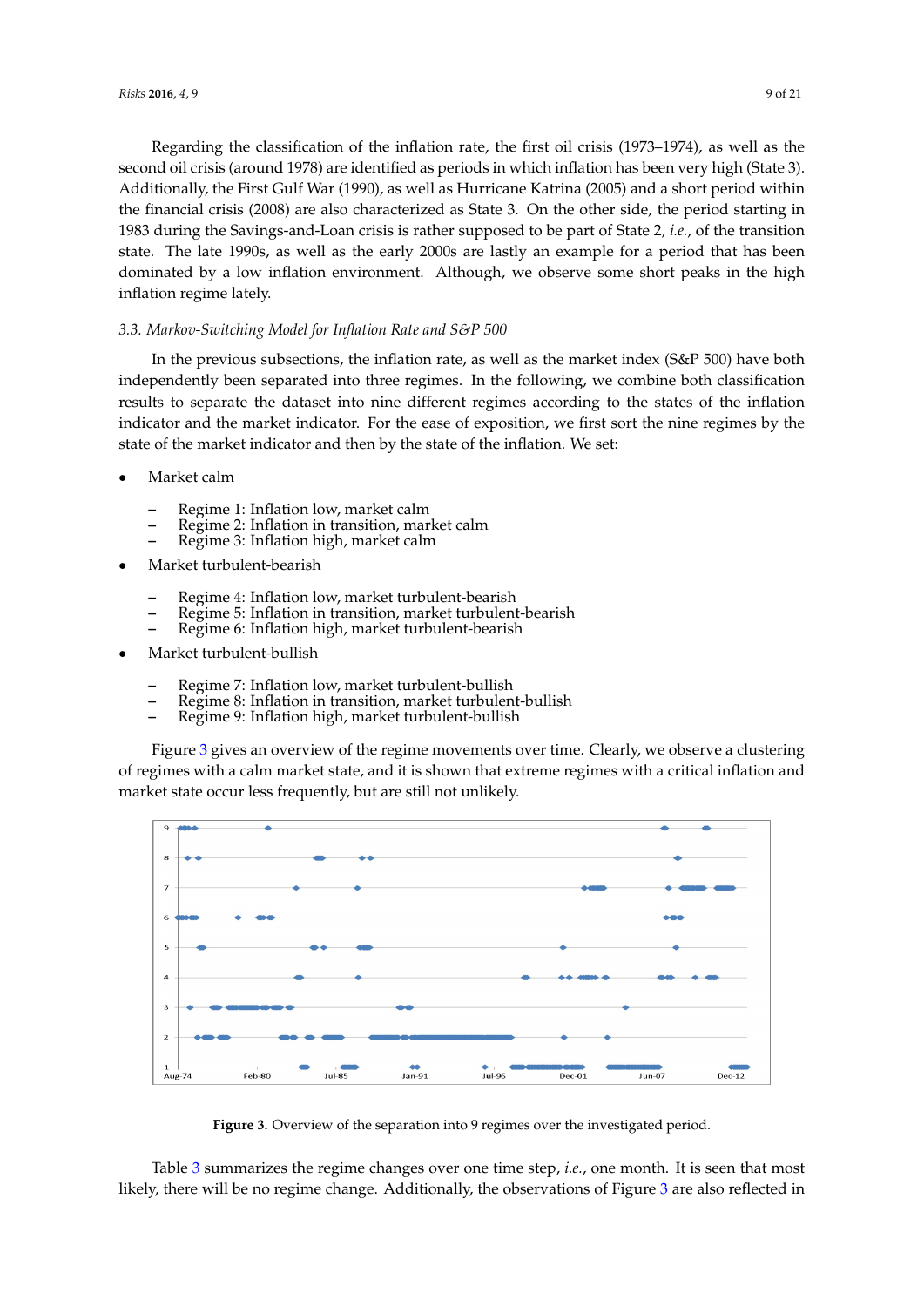Regarding the classification of the inflation rate, the first oil crisis (1973–1974), as well as the second oil crisis (around 1978) are identified as periods in which inflation has been very high (State 3). Additionally, the First Gulf War (1990), as well as Hurricane Katrina (2005) and a short period within the financial crisis (2008) are also characterized as State 3. On the other side, the period starting in 1983 during the Savings-and-Loan crisis is rather supposed to be part of State 2, *i.e.*, of the transition state. The late 1990s, as well as the early 2000s are lastly an example for a period that has been dominated by a low inflation environment. Although, we observe some short peaks in the high inflation regime lately.

### 3.3. Markov-Switching Model for Inflation Rate and S&P 500

In the previous subsections, the inflation rate, as well as the market index (S&P 500) have both independently been separated into three regimes. In the following, we combine both classification results to separate the dataset into nine different regimes according to the states of the inflation indicator and the market indicator. For the ease of exposition, we first sort the nine regimes by the state of the market indicator and then by the state of the inflation. We set:

- Market calm
  - Regime 1: Inflation low, market calm
  - Regime 2: Inflation in transition, market calm
  - Regime 3: Inflation high, market calm
- Market turbulent-bearish
  - Regime 4: Inflation low, market turbulent-bearish
  - Regime 5: Inflation in transition, market turbulent-bearish
  - Regime 6: Inflation high, market turbulent-bearish
- Market turbulent-bullish
  - Regime 7: Inflation low, market turbulent-bullish
  - Regime 8: Inflation in transition, market turbulent-bullish
  - Regime 9: Inflation high, market turbulent-bullish

Figure 3 gives an overview of the regime movements over time. Clearly, we observe a clustering of regimes with a calm market state, and it is shown that extreme regimes with a critical inflation and market state occur less frequently, but are still not unlikely.

**Figure 3.** Overview of the separation into 9 regimes over the investigated period.

Table 3 summarizes the regime changes over one time step, *i.e.*, one month. It is seen that most likely, there will be no regime change. Additionally, the observations of Figure 3 are also reflected in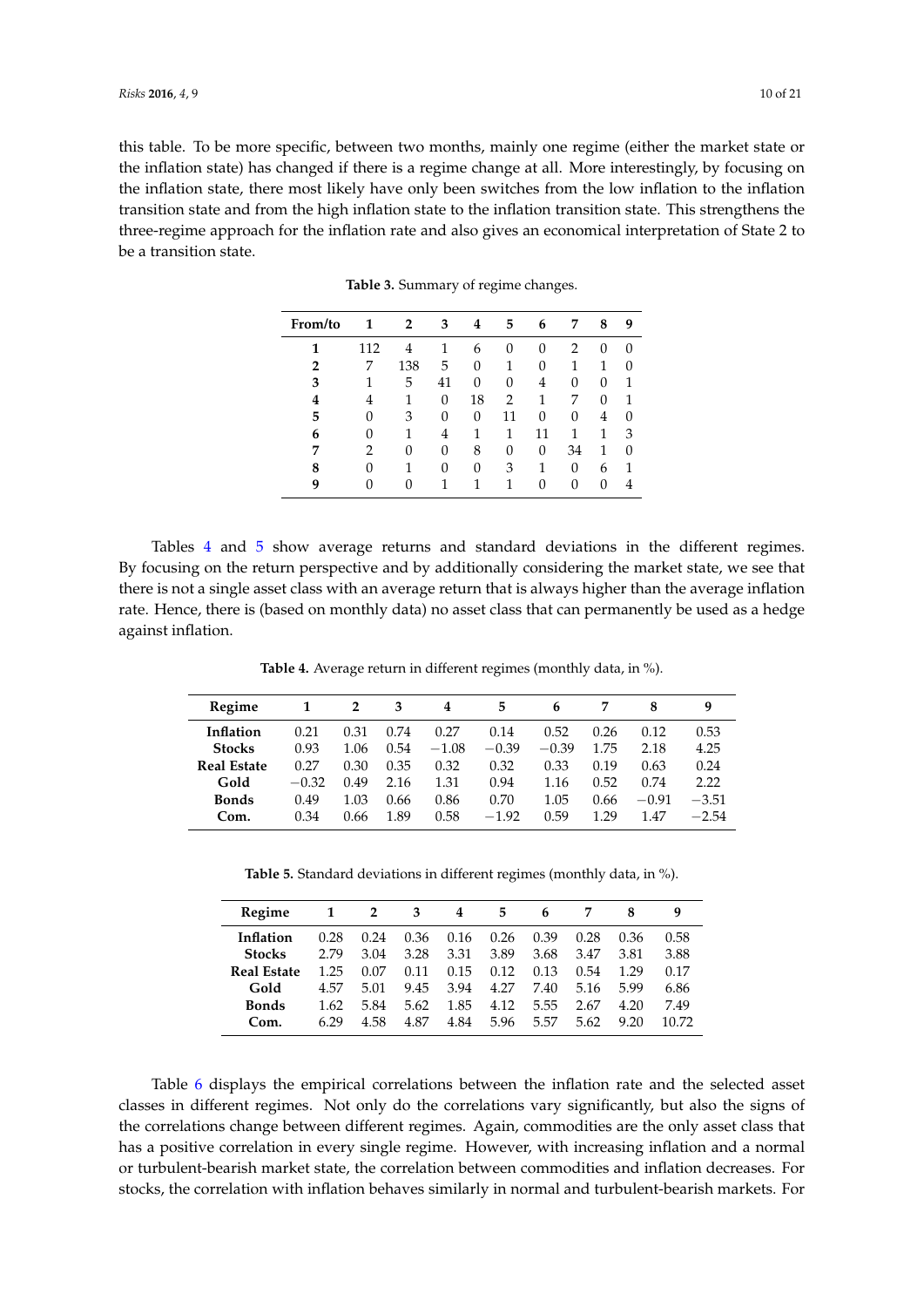this table. To be more specific, between two months, mainly one regime (either the market state or the inflation state) has changed if there is a regime change at all. More interestingly, by focusing on the inflation state, there most likely have only been switches from the low inflation to the inflation transition state and from the high inflation state to the inflation transition state. This strengthens the three-regime approach for the inflation rate and also gives an economical interpretation of State 2 to be a transition state.

**Table 3.** Summary of regime changes.

| From/to | 1 | 2 | 3 | 4 | 5 | 6 | 7 | 8 | 9 |
|---|---|---|---|---|---|---|---|---|---|
| **1** | 112 | 4 | 1 | 6 | 0 | 0 | 2 | 0 | 0 |
| **2** | 7 | 138 | 5 | 0 | 1 | 0 | 1 | 1 | 0 |
| **3** | 1 | 5 | 41 | 0 | 0 | 4 | 0 | 0 | 1 |
| **4** | 4 | 1 | 0 | 18 | 2 | 1 | 7 | 0 | 1 |
| **5** | 0 | 3 | 0 | 0 | 11 | 0 | 0 | 4 | 0 |
| **6** | 0 | 1 | 4 | 1 | 1 | 11 | 1 | 1 | 3 |
| **7** | 2 | 0 | 0 | 8 | 0 | 0 | 34 | 1 | 0 |
| **8** | 0 | 1 | 0 | 0 | 3 | 1 | 0 | 6 | 1 |
| **9** | 0 | 0 | 1 | 1 | 1 | 0 | 0 | 0 | 4 |

Tables 4 and 5 show average returns and standard deviations in the different regimes. By focusing on the return perspective and by additionally considering the market state, we see that there is not a single asset class with an average return that is always higher than the average inflation rate. Hence, there is (based on monthly data) no asset class that can permanently be used as a hedge against inflation.

**Table 4.** Average return in different regimes (monthly data, in %).

| Regime | 1 | 2 | 3 | 4 | 5 | 6 | 7 | 8 | 9 |
|---|---|---|---|---|---|---|---|---|---|
| **Inflation** | 0.21 | 0.31 | 0.74 | 0.27 | 0.14 | 0.52 | 0.26 | 0.12 | 0.53 |
| **Stocks** | 0.93 | 1.06 | 0.54 | −1.08 | −0.39 | −0.39 | 1.75 | 2.18 | 4.25 |
| **Real Estate** | 0.27 | 0.30 | 0.35 | 0.32 | 0.32 | 0.33 | 0.19 | 0.63 | 0.24 |
| **Gold** | −0.32 | 0.49 | 2.16 | 1.31 | 0.94 | 1.16 | 0.52 | 0.74 | 2.22 |
| **Bonds** | 0.49 | 1.03 | 0.66 | 0.86 | 0.70 | 1.05 | 0.66 | −0.91 | −3.51 |
| **Com.** | 0.34 | 0.66 | 1.89 | 0.58 | −1.92 | 0.59 | 1.29 | 1.47 | −2.54 |

**Table 5.** Standard deviations in different regimes (monthly data, in %).

| Regime | 1 | 2 | 3 | 4 | 5 | 6 | 7 | 8 | 9 |
|---|---|---|---|---|---|---|---|---|---|
| **Inflation** | 0.28 | 0.24 | 0.36 | 0.16 | 0.26 | 0.39 | 0.28 | 0.36 | 0.58 |
| **Stocks** | 2.79 | 3.04 | 3.28 | 3.31 | 3.89 | 3.68 | 3.47 | 3.81 | 3.88 |
| **Real Estate** | 1.25 | 0.07 | 0.11 | 0.15 | 0.12 | 0.13 | 0.54 | 1.29 | 0.17 |
| **Gold** | 4.57 | 5.01 | 9.45 | 3.94 | 4.27 | 7.40 | 5.16 | 5.99 | 6.86 |
| **Bonds** | 1.62 | 5.84 | 5.62 | 1.85 | 4.12 | 5.55 | 2.67 | 4.20 | 7.49 |
| **Com.** | 6.29 | 4.58 | 4.87 | 4.84 | 5.96 | 5.57 | 5.62 | 9.20 | 10.72 |

Table 6 displays the empirical correlations between the inflation rate and the selected asset classes in different regimes. Not only do the correlations vary significantly, but also the signs of the correlations change between different regimes. Again, commodities are the only asset class that has a positive correlation in every single regime. However, with increasing inflation and a normal or turbulent-bearish market state, the correlation between commodities and inflation decreases. For stocks, the correlation with inflation behaves similarly in normal and turbulent-bearish markets. For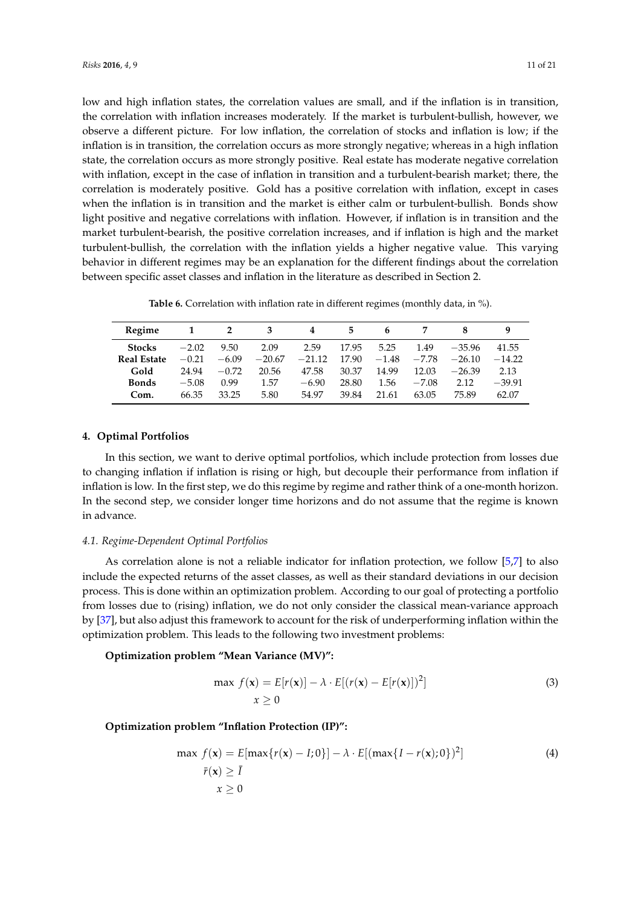low and high inflation states, the correlation values are small, and if the inflation is in transition, the correlation with inflation increases moderately. If the market is turbulent-bullish, however, we observe a different picture. For low inflation, the correlation of stocks and inflation is low; if the inflation is in transition, the correlation occurs as more strongly negative; whereas in a high inflation state, the correlation occurs as more strongly positive. Real estate has moderate negative correlation with inflation, except in the case of inflation in transition and a turbulent-bearish market; there, the correlation is moderately positive. Gold has a positive correlation with inflation, except in cases when the inflation is in transition and the market is either calm or turbulent-bullish. Bonds show light positive and negative correlations with inflation. However, if inflation is in transition and the market turbulent-bearish, the positive correlation increases, and if inflation is high and the market turbulent-bullish, the correlation with the inflation yields a higher negative value. This varying behavior in different regimes may be an explanation for the different findings about the correlation between specific asset classes and inflation in the literature as described in Section 2.

**Table 6.** Correlation with inflation rate in different regimes (monthly data, in %).

| Regime | 1 | 2 | 3 | 4 | 5 | 6 | 7 | 8 | 9 |
|---|---|---|---|---|---|---|---|---|---|
| **Stocks** | −2.02 | 9.50 | 2.09 | 2.59 | 17.95 | 5.25 | 1.49 | −35.96 | 41.55 |
| **Real Estate** | −0.21 | −6.09 | −20.67 | −21.12 | 17.90 | −1.48 | −7.78 | −26.10 | −14.22 |
| **Gold** | 24.94 | −0.72 | 20.56 | 47.58 | 30.37 | 14.99 | 12.03 | −26.39 | 2.13 |
| **Bonds** | −5.08 | 0.99 | 1.57 | −6.90 | 28.80 | 1.56 | −7.08 | 2.12 | −39.91 |
| **Com.** | 66.35 | 33.25 | 5.80 | 54.97 | 39.84 | 21.61 | 63.05 | 75.89 | 62.07 |

## 4. Optimal Portfolios

In this section, we want to derive optimal portfolios, which include protection from losses due to changing inflation if inflation is rising or high, but decouple their performance from inflation if inflation is low. In the first step, we do this regime by regime and rather think of a one-month horizon. In the second step, we consider longer time horizons and do not assume that the regime is known in advance.

### *4.1. Regime-Dependent Optimal Portfolios*

As correlation alone is not a reliable indicator for inflation protection, we follow [5,7] to also include the expected returns of the asset classes, as well as their standard deviations in our decision process. This is done within an optimization problem. According to our goal of protecting a portfolio from losses due to (rising) inflation, we do not only consider the classical mean-variance approach by [37], but also adjust this framework to account for the risk of underperforming inflation within the optimization problem. This leads to the following two investment problems:

**Optimization problem "Mean Variance (MV)":**

$$\max_{x \geq 0} \; f(\mathbf{x}) = E[r(\mathbf{x})] - \lambda \cdot E[(r(\mathbf{x}) - E[r(\mathbf{x})])^2] \tag{3}$$

**Optimization problem "Inflation Protection (IP)":**

$$\begin{aligned} \max \; & f(\mathbf{x}) = E[\max\{r(\mathbf{x}) - I; 0\}] - \lambda \cdot E[(\max\{I - r(\mathbf{x}); 0\})^2] \\ & \bar{r}(\mathbf{x}) \geq \bar{I} \\ & x \geq 0 \end{aligned} \tag{4}$$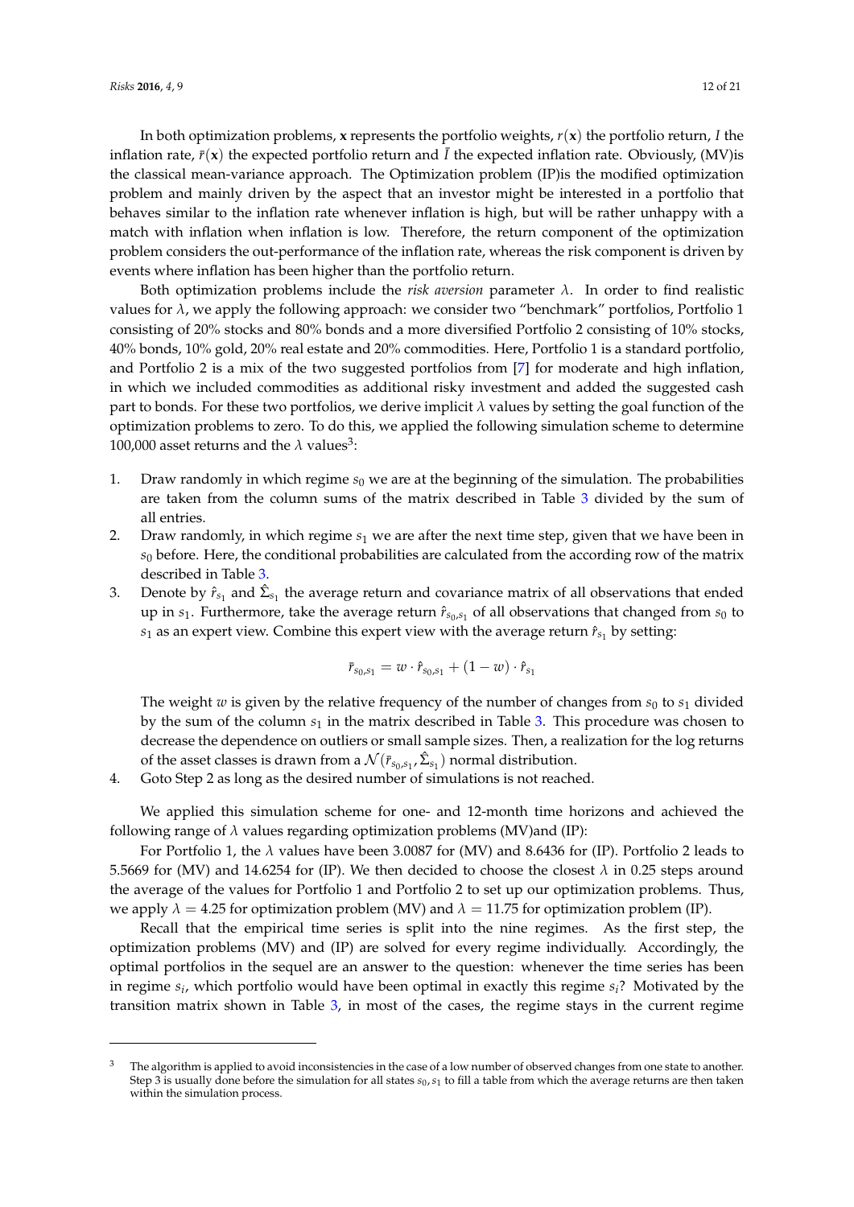In both optimization problems, $\mathbf{x}$ represents the portfolio weights, $r(\mathbf{x})$ the portfolio return, $I$ the inflation rate, $\bar{r}(\mathbf{x})$ the expected portfolio return and $\bar{I}$ the expected inflation rate. Obviously, (MV)is the classical mean-variance approach. The Optimization problem (IP)is the modified optimization problem and mainly driven by the aspect that an investor might be interested in a portfolio that behaves similar to the inflation rate whenever inflation is high, but will be rather unhappy with a match with inflation when inflation is low. Therefore, the return component of the optimization problem considers the out-performance of the inflation rate, whereas the risk component is driven by events where inflation has been higher than the portfolio return.

Both optimization problems include the *risk aversion* parameter $\lambda$. In order to find realistic values for $\lambda$, we apply the following approach: we consider two "benchmark" portfolios, Portfolio 1 consisting of 20% stocks and 80% bonds and a more diversified Portfolio 2 consisting of 10% stocks, 40% bonds, 10% gold, 20% real estate and 20% commodities. Here, Portfolio 1 is a standard portfolio, and Portfolio 2 is a mix of the two suggested portfolios from [7] for moderate and high inflation, in which we included commodities as additional risky investment and added the suggested cash part to bonds. For these two portfolios, we derive implicit $\lambda$ values by setting the goal function of the optimization problems to zero. To do this, we applied the following simulation scheme to determine 100,000 asset returns and the $\lambda$ values[3]:

1. Draw randomly in which regime $s_0$ we are at the beginning of the simulation. The probabilities are taken from the column sums of the matrix described in Table 3 divided by the sum of all entries.
2. Draw randomly, in which regime $s_1$ we are after the next time step, given that we have been in $s_0$ before. Here, the conditional probabilities are calculated from the according row of the matrix described in Table 3.
3. Denote by $\hat{r}_{s_1}$ and $\hat{\Sigma}_{s_1}$ the average return and covariance matrix of all observations that ended up in $s_1$. Furthermore, take the average return $\hat{r}_{s_0,s_1}$ of all observations that changed from $s_0$ to $s_1$ as an expert view. Combine this expert view with the average return $\hat{r}_{s_1}$ by setting:

$$\bar{r}_{s_0,s_1} = w \cdot \hat{r}_{s_0,s_1} + (1-w) \cdot \hat{r}_{s_1}$$

   The weight $w$ is given by the relative frequency of the number of changes from $s_0$ to $s_1$ divided by the sum of the column $s_1$ in the matrix described in Table 3. This procedure was chosen to decrease the dependence on outliers or small sample sizes. Then, a realization for the log returns of the asset classes is drawn from a $\mathcal{N}(\bar{r}_{s_0,s_1}, \hat{\Sigma}_{s_1})$ normal distribution.
4. Goto Step 2 as long as the desired number of simulations is not reached.

We applied this simulation scheme for one- and 12-month time horizons and achieved the following range of $\lambda$ values regarding optimization problems (MV)and (IP):

For Portfolio 1, the $\lambda$ values have been 3.0087 for (MV) and 8.6436 for (IP). Portfolio 2 leads to 5.5669 for (MV) and 14.6254 for (IP). We then decided to choose the closest $\lambda$ in 0.25 steps around the average of the values for Portfolio 1 and Portfolio 2 to set up our optimization problems. Thus, we apply $\lambda = 4.25$ for optimization problem (MV) and $\lambda = 11.75$ for optimization problem (IP).

Recall that the empirical time series is split into the nine regimes. As the first step, the optimization problems (MV) and (IP) are solved for every regime individually. Accordingly, the optimal portfolios in the sequel are an answer to the question: whenever the time series has been in regime $s_i$, which portfolio would have been optimal in exactly this regime $s_i$? Motivated by the transition matrix shown in Table 3, in most of the cases, the regime stays in the current regime

[3] The algorithm is applied to avoid inconsistencies in the case of a low number of observed changes from one state to another. Step 3 is usually done before the simulation for all states $s_0, s_1$ to fill a table from which the average returns are then taken within the simulation process.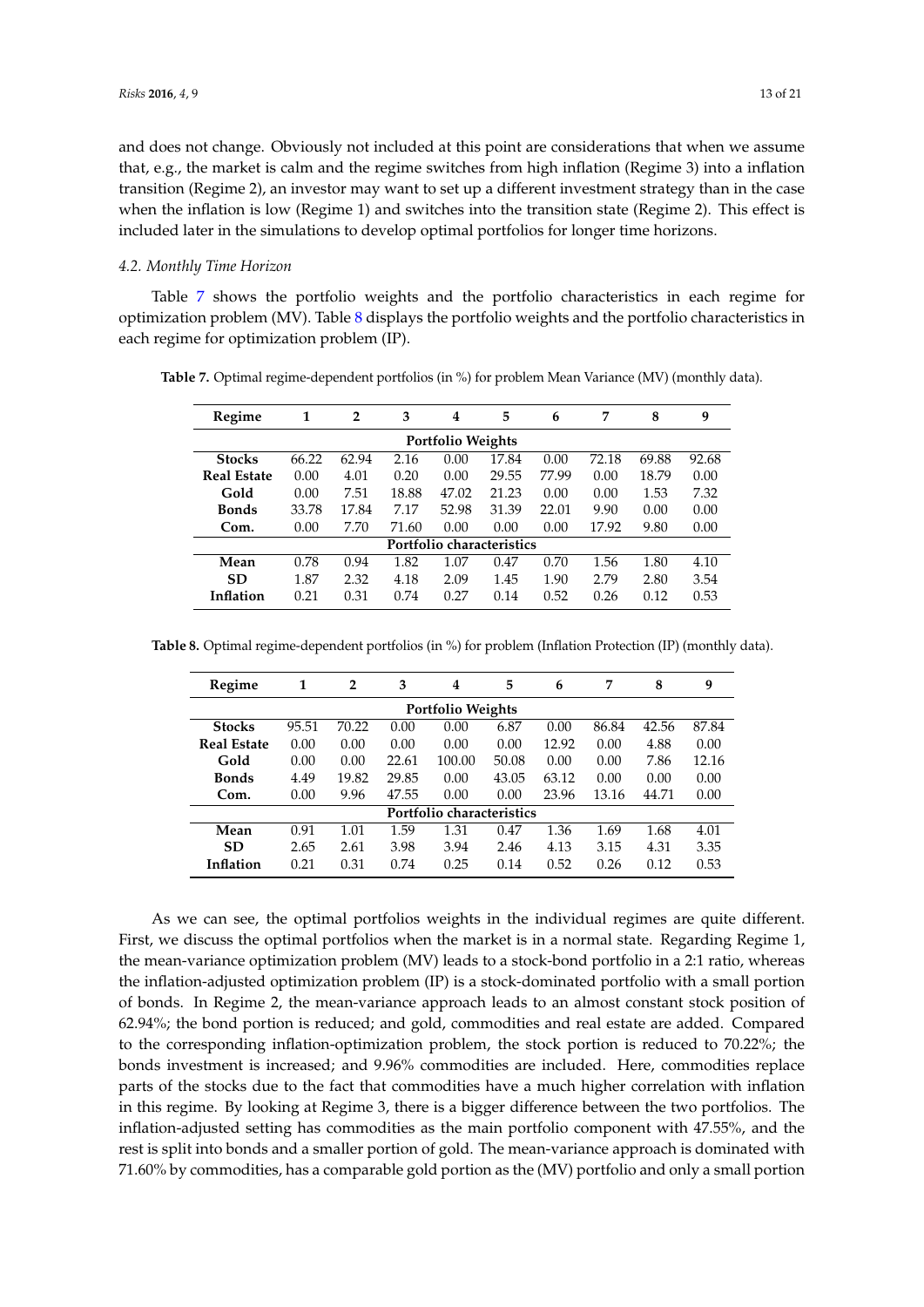and does not change. Obviously not included at this point are considerations that when we assume that, e.g., the market is calm and the regime switches from high inflation (Regime 3) into a inflation transition (Regime 2), an investor may want to set up a different investment strategy than in the case when the inflation is low (Regime 1) and switches into the transition state (Regime 2). This effect is included later in the simulations to develop optimal portfolios for longer time horizons.

### 4.2. Monthly Time Horizon

Table 7 shows the portfolio weights and the portfolio characteristics in each regime for optimization problem (MV). Table 8 displays the portfolio weights and the portfolio characteristics in each regime for optimization problem (IP).

**Table 7.** Optimal regime-dependent portfolios (in %) for problem Mean Variance (MV) (monthly data).

| Regime | 1 | 2 | 3 | 4 | 5 | 6 | 7 | 8 | 9 |
|---|---|---|---|---|---|---|---|---|---|
| | | | | **Portfolio Weights** | | | | | |
| **Stocks** | 66.22 | 62.94 | 2.16 | 0.00 | 17.84 | 0.00 | 72.18 | 69.88 | 92.68 |
| **Real Estate** | 0.00 | 4.01 | 0.20 | 0.00 | 29.55 | 77.99 | 0.00 | 18.79 | 0.00 |
| **Gold** | 0.00 | 7.51 | 18.88 | 47.02 | 21.23 | 0.00 | 0.00 | 1.53 | 7.32 |
| **Bonds** | 33.78 | 17.84 | 7.17 | 52.98 | 31.39 | 22.01 | 9.90 | 0.00 | 0.00 |
| **Com.** | 0.00 | 7.70 | 71.60 | 0.00 | 0.00 | 0.00 | 17.92 | 9.80 | 0.00 |
| | | | | **Portfolio characteristics** | | | | | |
| **Mean** | 0.78 | 0.94 | 1.82 | 1.07 | 0.47 | 0.70 | 1.56 | 1.80 | 4.10 |
| **SD** | 1.87 | 2.32 | 4.18 | 2.09 | 1.45 | 1.90 | 2.79 | 2.80 | 3.54 |
| **Inflation** | 0.21 | 0.31 | 0.74 | 0.27 | 0.14 | 0.52 | 0.26 | 0.12 | 0.53 |

**Table 8.** Optimal regime-dependent portfolios (in %) for problem (Inflation Protection (IP) (monthly data).

| Regime | 1 | 2 | 3 | 4 | 5 | 6 | 7 | 8 | 9 |
|---|---|---|---|---|---|---|---|---|---|
| | | | | **Portfolio Weights** | | | | | |
| **Stocks** | 95.51 | 70.22 | 0.00 | 0.00 | 6.87 | 0.00 | 86.84 | 42.56 | 87.84 |
| **Real Estate** | 0.00 | 0.00 | 0.00 | 0.00 | 0.00 | 12.92 | 0.00 | 4.88 | 0.00 |
| **Gold** | 0.00 | 0.00 | 22.61 | 100.00 | 50.08 | 0.00 | 0.00 | 7.86 | 12.16 |
| **Bonds** | 4.49 | 19.82 | 29.85 | 0.00 | 43.05 | 63.12 | 0.00 | 0.00 | 0.00 |
| **Com.** | 0.00 | 9.96 | 47.55 | 0.00 | 0.00 | 23.96 | 13.16 | 44.71 | 0.00 |
| | | | | **Portfolio characteristics** | | | | | |
| **Mean** | 0.91 | 1.01 | 1.59 | 1.31 | 0.47 | 1.36 | 1.69 | 1.68 | 4.01 |
| **SD** | 2.65 | 2.61 | 3.98 | 3.94 | 2.46 | 4.13 | 3.15 | 4.31 | 3.35 |
| **Inflation** | 0.21 | 0.31 | 0.74 | 0.25 | 0.14 | 0.52 | 0.26 | 0.12 | 0.53 |

As we can see, the optimal portfolios weights in the individual regimes are quite different. First, we discuss the optimal portfolios when the market is in a normal state. Regarding Regime 1, the mean-variance optimization problem (MV) leads to a stock-bond portfolio in a 2:1 ratio, whereas the inflation-adjusted optimization problem (IP) is a stock-dominated portfolio with a small portion of bonds. In Regime 2, the mean-variance approach leads to an almost constant stock position of 62.94%; the bond portion is reduced; and gold, commodities and real estate are added. Compared to the corresponding inflation-optimization problem, the stock portion is reduced to 70.22%; the bonds investment is increased; and 9.96% commodities are included. Here, commodities replace parts of the stocks due to the fact that commodities have a much higher correlation with inflation in this regime. By looking at Regime 3, there is a bigger difference between the two portfolios. The inflation-adjusted setting has commodities as the main portfolio component with 47.55%, and the rest is split into bonds and a smaller portion of gold. The mean-variance approach is dominated with 71.60% by commodities, has a comparable gold portion as the (MV) portfolio and only a small portion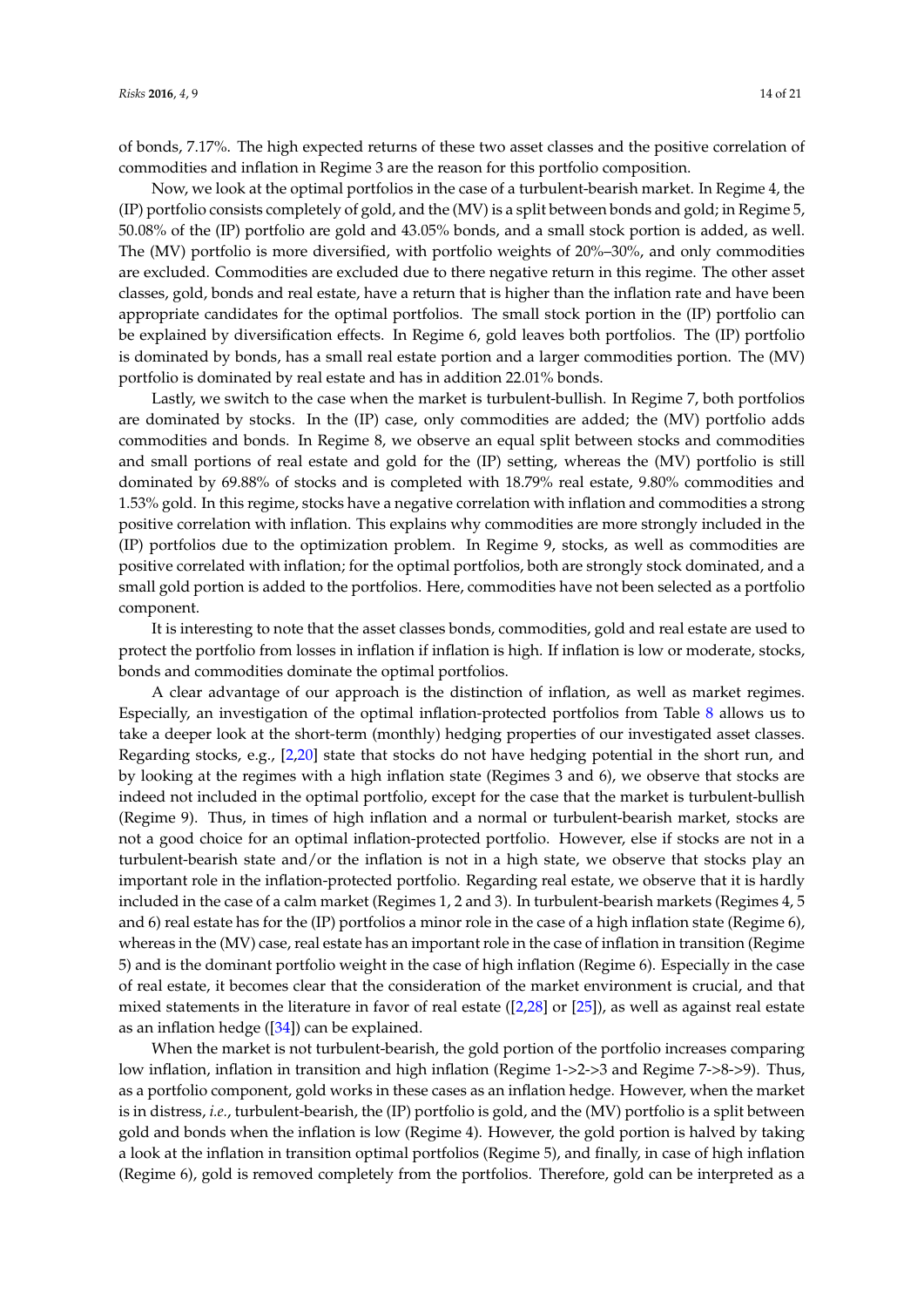of bonds, 7.17%. The high expected returns of these two asset classes and the positive correlation of commodities and inflation in Regime 3 are the reason for this portfolio composition.

Now, we look at the optimal portfolios in the case of a turbulent-bearish market. In Regime 4, the (IP) portfolio consists completely of gold, and the (MV) is a split between bonds and gold; in Regime 5, 50.08% of the (IP) portfolio are gold and 43.05% bonds, and a small stock portion is added, as well. The (MV) portfolio is more diversified, with portfolio weights of 20%–30%, and only commodities are excluded. Commodities are excluded due to there negative return in this regime. The other asset classes, gold, bonds and real estate, have a return that is higher than the inflation rate and have been appropriate candidates for the optimal portfolios. The small stock portion in the (IP) portfolio can be explained by diversification effects. In Regime 6, gold leaves both portfolios. The (IP) portfolio is dominated by bonds, has a small real estate portion and a larger commodities portion. The (MV) portfolio is dominated by real estate and has in addition 22.01% bonds.

Lastly, we switch to the case when the market is turbulent-bullish. In Regime 7, both portfolios are dominated by stocks. In the (IP) case, only commodities are added; the (MV) portfolio adds commodities and bonds. In Regime 8, we observe an equal split between stocks and commodities and small portions of real estate and gold for the (IP) setting, whereas the (MV) portfolio is still dominated by 69.88% of stocks and is completed with 18.79% real estate, 9.80% commodities and 1.53% gold. In this regime, stocks have a negative correlation with inflation and commodities a strong positive correlation with inflation. This explains why commodities are more strongly included in the (IP) portfolios due to the optimization problem. In Regime 9, stocks, as well as commodities are positive correlated with inflation; for the optimal portfolios, both are strongly stock dominated, and a small gold portion is added to the portfolios. Here, commodities have not been selected as a portfolio component.

It is interesting to note that the asset classes bonds, commodities, gold and real estate are used to protect the portfolio from losses in inflation if inflation is high. If inflation is low or moderate, stocks, bonds and commodities dominate the optimal portfolios.

A clear advantage of our approach is the distinction of inflation, as well as market regimes. Especially, an investigation of the optimal inflation-protected portfolios from Table 8 allows us to take a deeper look at the short-term (monthly) hedging properties of our investigated asset classes. Regarding stocks, e.g., [2,20] state that stocks do not have hedging potential in the short run, and by looking at the regimes with a high inflation state (Regimes 3 and 6), we observe that stocks are indeed not included in the optimal portfolio, except for the case that the market is turbulent-bullish (Regime 9). Thus, in times of high inflation and a normal or turbulent-bearish market, stocks are not a good choice for an optimal inflation-protected portfolio. However, else if stocks are not in a turbulent-bearish state and/or the inflation is not in a high state, we observe that stocks play an important role in the inflation-protected portfolio. Regarding real estate, we observe that it is hardly included in the case of a calm market (Regimes 1, 2 and 3). In turbulent-bearish markets (Regimes 4, 5 and 6) real estate has for the (IP) portfolios a minor role in the case of a high inflation state (Regime 6), whereas in the (MV) case, real estate has an important role in the case of inflation in transition (Regime 5) and is the dominant portfolio weight in the case of high inflation (Regime 6). Especially in the case of real estate, it becomes clear that the consideration of the market environment is crucial, and that mixed statements in the literature in favor of real estate ([2,28] or [25]), as well as against real estate as an inflation hedge ([34]) can be explained.

When the market is not turbulent-bearish, the gold portion of the portfolio increases comparing low inflation, inflation in transition and high inflation (Regime 1->2->3 and Regime 7->8->9). Thus, as a portfolio component, gold works in these cases as an inflation hedge. However, when the market is in distress, *i.e.*, turbulent-bearish, the (IP) portfolio is gold, and the (MV) portfolio is a split between gold and bonds when the inflation is low (Regime 4). However, the gold portion is halved by taking a look at the inflation in transition optimal portfolios (Regime 5), and finally, in case of high inflation (Regime 6), gold is removed completely from the portfolios. Therefore, gold can be interpreted as a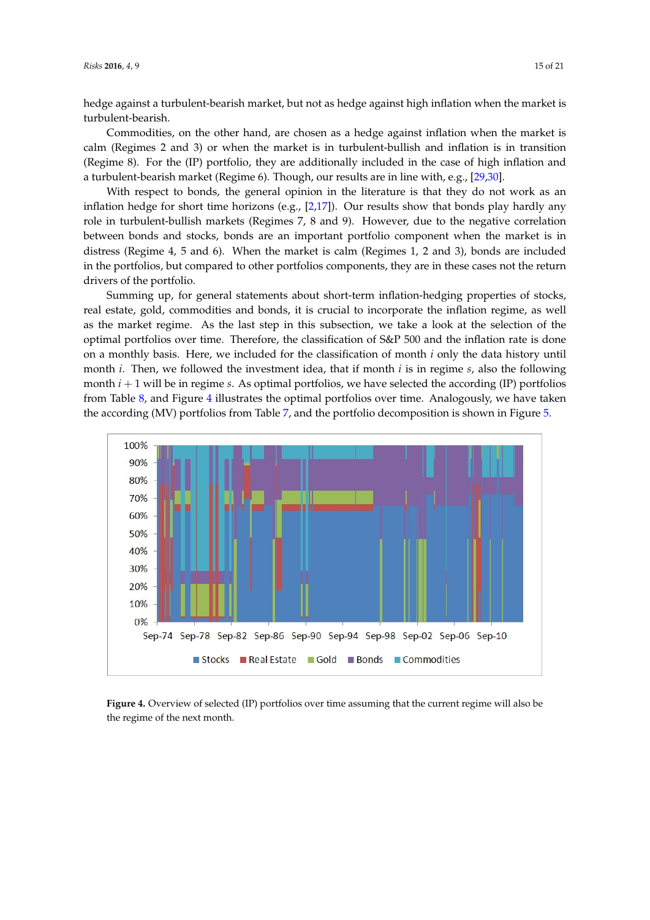hedge against a turbulent-bearish market, but not as hedge against high inflation when the market is turbulent-bearish.

Commodities, on the other hand, are chosen as a hedge against inflation when the market is calm (Regimes 2 and 3) or when the market is in turbulent-bullish and inflation is in transition (Regime 8). For the (IP) portfolio, they are additionally included in the case of high inflation and a turbulent-bearish market (Regime 6). Though, our results are in line with, e.g., [29,30].

With respect to bonds, the general opinion in the literature is that they do not work as an inflation hedge for short time horizons (e.g., [2,17]). Our results show that bonds play hardly any role in turbulent-bullish markets (Regimes 7, 8 and 9). However, due to the negative correlation between bonds and stocks, bonds are an important portfolio component when the market is in distress (Regime 4, 5 and 6). When the market is calm (Regimes 1, 2 and 3), bonds are included in the portfolios, but compared to other portfolios components, they are in these cases not the return drivers of the portfolio.

Summing up, for general statements about short-term inflation-hedging properties of stocks, real estate, gold, commodities and bonds, it is crucial to incorporate the inflation regime, as well as the market regime. As the last step in this subsection, we take a look at the selection of the optimal portfolios over time. Therefore, the classification of S&P 500 and the inflation rate is done on a monthly basis. Here, we included for the classification of month $i$ only the data history until month $i$. Then, we followed the investment idea, that if month $i$ is in regime $s$, also the following month $i+1$ will be in regime $s$. As optimal portfolios, we have selected the according (IP) portfolios from Table 8, and Figure 4 illustrates the optimal portfolios over time. Analogously, we have taken the according (MV) portfolios from Table 7, and the portfolio decomposition is shown in Figure 5.

**Figure 4.** Overview of selected (IP) portfolios over time assuming that the current regime will also be the regime of the next month.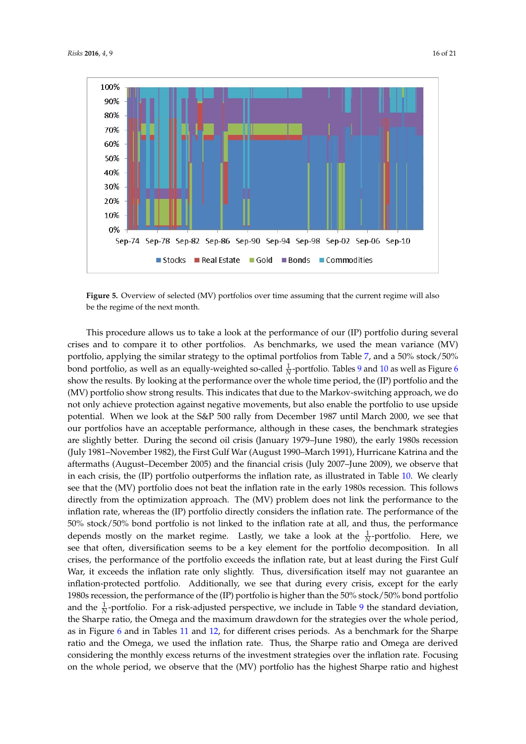**Figure 5.** Overview of selected (MV) portfolios over time assuming that the current regime will also be the regime of the next month.

This procedure allows us to take a look at the performance of our (IP) portfolio during several crises and to compare it to other portfolios. As benchmarks, we used the mean variance (MV) portfolio, applying the similar strategy to the optimal portfolios from Table 7, and a 50% stock/50% bond portfolio, as well as an equally-weighted so-called $\frac{1}{N}$-portfolio. Tables 9 and 10 as well as Figure 6 show the results. By looking at the performance over the whole time period, the (IP) portfolio and the (MV) portfolio show strong results. This indicates that due to the Markov-switching approach, we do not only achieve protection against negative movements, but also enable the portfolio to use upside potential. When we look at the S&P 500 rally from December 1987 until March 2000, we see that our portfolios have an acceptable performance, although in these cases, the benchmark strategies are slightly better. During the second oil crisis (January 1979–June 1980), the early 1980s recession (July 1981–November 1982), the First Gulf War (August 1990–March 1991), Hurricane Katrina and the aftermaths (August–December 2005) and the financial crisis (July 2007–June 2009), we observe that in each crisis, the (IP) portfolio outperforms the inflation rate, as illustrated in Table 10. We clearly see that the (MV) portfolio does not beat the inflation rate in the early 1980s recession. This follows directly from the optimization approach. The (MV) problem does not link the performance to the inflation rate, whereas the (IP) portfolio directly considers the inflation rate. The performance of the 50% stock/50% bond portfolio is not linked to the inflation rate at all, and thus, the performance depends mostly on the market regime. Lastly, we take a look at the $\frac{1}{N}$-portfolio. Here, we see that often, diversification seems to be a key element for the portfolio decomposition. In all crises, the performance of the portfolio exceeds the inflation rate, but at least during the First Gulf War, it exceeds the inflation rate only slightly. Thus, diversification itself may not guarantee an inflation-protected portfolio. Additionally, we see that during every crisis, except for the early 1980s recession, the performance of the (IP) portfolio is higher than the 50% stock/50% bond portfolio and the $\frac{1}{N}$-portfolio. For a risk-adjusted perspective, we include in Table 9 the standard deviation, the Sharpe ratio, the Omega and the maximum drawdown for the strategies over the whole period, as in Figure 6 and in Tables 11 and 12, for different crises periods. As a benchmark for the Sharpe ratio and the Omega, we used the inflation rate. Thus, the Sharpe ratio and Omega are derived considering the monthly excess returns of the investment strategies over the inflation rate. Focusing on the whole period, we observe that the (MV) portfolio has the highest Sharpe ratio and highest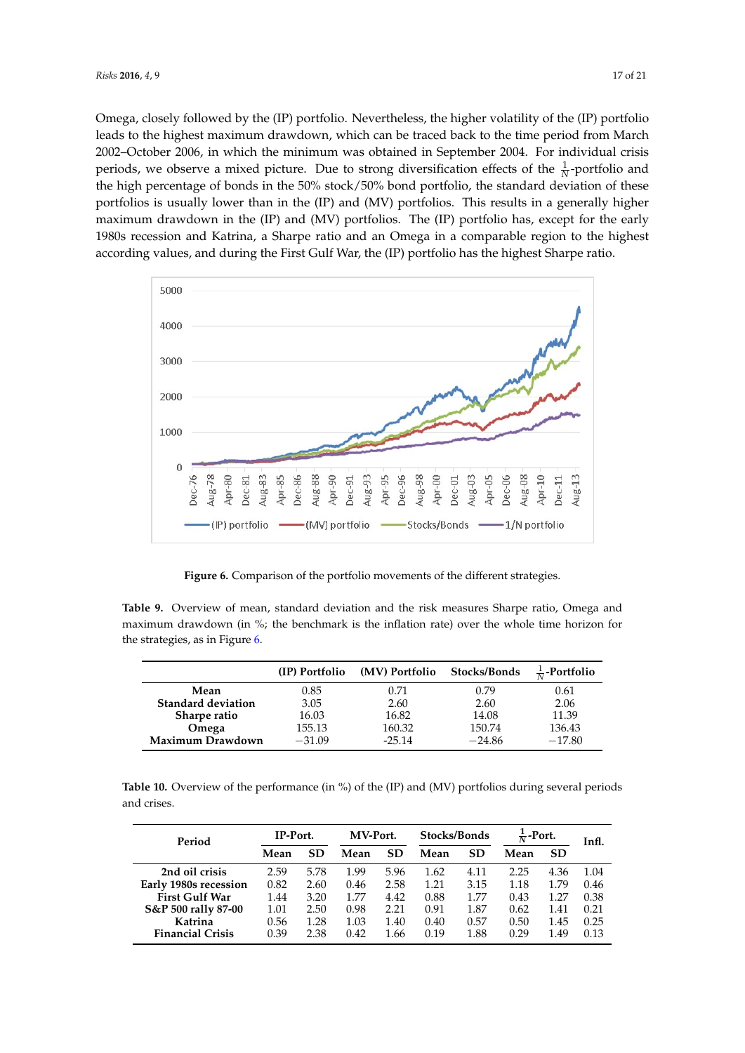Omega, closely followed by the (IP) portfolio. Nevertheless, the higher volatility of the (IP) portfolio leads to the highest maximum drawdown, which can be traced back to the time period from March 2002–October 2006, in which the minimum was obtained in September 2004. For individual crisis periods, we observe a mixed picture. Due to strong diversification effects of the $\frac{1}{N}$-portfolio and the high percentage of bonds in the 50% stock/50% bond portfolio, the standard deviation of these portfolios is usually lower than in the (IP) and (MV) portfolios. This results in a generally higher maximum drawdown in the (IP) and (MV) portfolios. The (IP) portfolio has, except for the early 1980s recession and Katrina, a Sharpe ratio and an Omega in a comparable region to the highest according values, and during the First Gulf War, the (IP) portfolio has the highest Sharpe ratio.

**Figure 6.** Comparison of the portfolio movements of the different strategies.

**Table 9.** Overview of mean, standard deviation and the risk measures Sharpe ratio, Omega and maximum drawdown (in %; the benchmark is the inflation rate) over the whole time horizon for the strategies, as in Figure 6.

| | (IP) Portfolio | (MV) Portfolio | Stocks/Bonds | $\frac{1}{N}$-Portfolio |
|---|---|---|---|---|
| **Mean** | 0.85 | 0.71 | 0.79 | 0.61 |
| **Standard deviation** | 3.05 | 2.60 | 2.60 | 2.06 |
| **Sharpe ratio** | 16.03 | 16.82 | 14.08 | 11.39 |
| **Omega** | 155.13 | 160.32 | 150.74 | 136.43 |
| **Maximum Drawdown** | −31.09 | -25.14 | −24.86 | −17.80 |

**Table 10.** Overview of the performance (in %) of the (IP) and (MV) portfolios during several periods and crises.

| Period | IP-Port. | | MV-Port. | | Stocks/Bonds | | $\frac{1}{N}$-Port. | | Infl. |
|---|---|---|---|---|---|---|---|---|---|
| | Mean | SD | Mean | SD | Mean | SD | Mean | SD | |
| **2nd oil crisis** | 2.59 | 5.78 | 1.99 | 5.96 | 1.62 | 4.11 | 2.25 | 4.36 | 1.04 |
| **Early 1980s recession** | 0.82 | 2.60 | 0.46 | 2.58 | 1.21 | 3.15 | 1.18 | 1.79 | 0.46 |
| **First Gulf War** | 1.44 | 3.20 | 1.77 | 4.42 | 0.88 | 1.77 | 0.43 | 1.27 | 0.38 |
| **S&P 500 rally 87-00** | 1.01 | 2.50 | 0.98 | 2.21 | 0.91 | 1.87 | 0.62 | 1.41 | 0.21 |
| **Katrina** | 0.56 | 1.28 | 1.03 | 1.40 | 0.40 | 0.57 | 0.50 | 1.45 | 0.25 |
| **Financial Crisis** | 0.39 | 2.38 | 0.42 | 1.66 | 0.19 | 1.88 | 0.29 | 1.49 | 0.13 |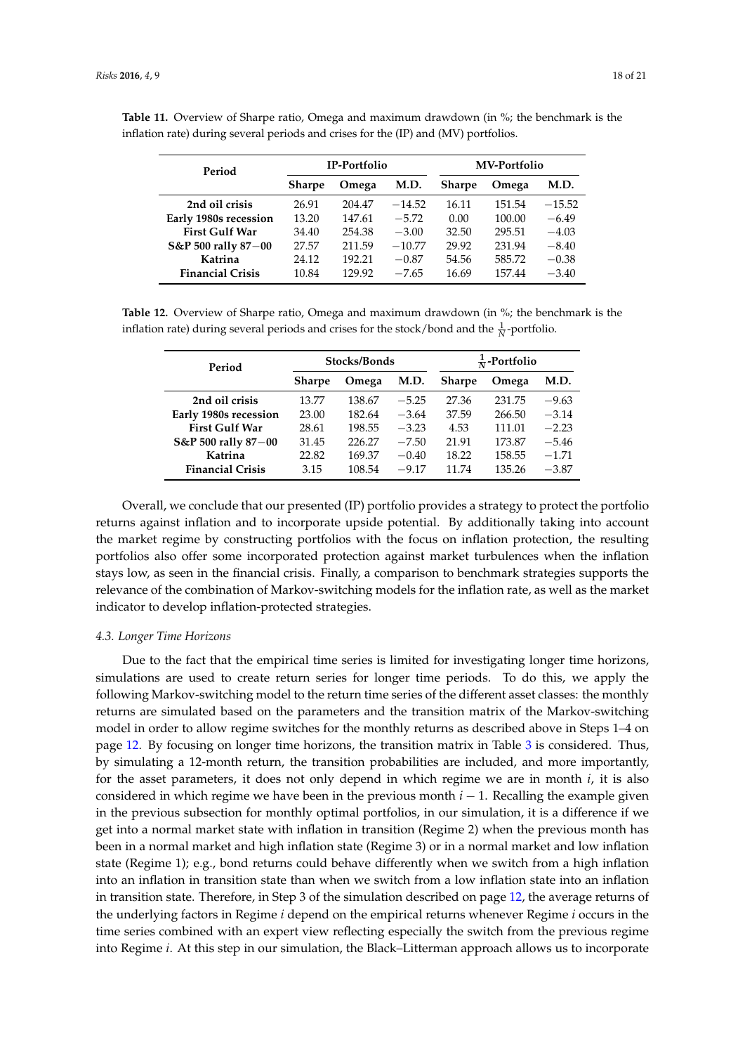**Table 11.** Overview of Sharpe ratio, Omega and maximum drawdown (in %; the benchmark is the inflation rate) during several periods and crises for the (IP) and (MV) portfolios.

| Period | IP-Portfolio | | | MV-Portfolio | | |
|---|---|---|---|---|---|---|
| | Sharpe | Omega | M.D. | Sharpe | Omega | M.D. |
| **2nd oil crisis** | 26.91 | 204.47 | −14.52 | 16.11 | 151.54 | −15.52 |
| **Early 1980s recession** | 13.20 | 147.61 | −5.72 | 0.00 | 100.00 | −6.49 |
| **First Gulf War** | 34.40 | 254.38 | −3.00 | 32.50 | 295.51 | −4.03 |
| **S&P 500 rally 87−00** | 27.57 | 211.59 | −10.77 | 29.92 | 231.94 | −8.40 |
| **Katrina** | 24.12 | 192.21 | −0.87 | 54.56 | 585.72 | −0.38 |
| **Financial Crisis** | 10.84 | 129.92 | −7.65 | 16.69 | 157.44 | −3.40 |

**Table 12.** Overview of Sharpe ratio, Omega and maximum drawdown (in %; the benchmark is the inflation rate) during several periods and crises for the stock/bond and the $\frac{1}{N}$-portfolio.

| Period | Stocks/Bonds | | | $\frac{1}{N}$-Portfolio | | |
|---|---|---|---|---|---|---|
| | Sharpe | Omega | M.D. | Sharpe | Omega | M.D. |
| **2nd oil crisis** | 13.77 | 138.67 | −5.25 | 27.36 | 231.75 | −9.63 |
| **Early 1980s recession** | 23.00 | 182.64 | −3.64 | 37.59 | 266.50 | −3.14 |
| **First Gulf War** | 28.61 | 198.55 | −3.23 | 4.53 | 111.01 | −2.23 |
| **S&P 500 rally 87−00** | 31.45 | 226.27 | −7.50 | 21.91 | 173.87 | −5.46 |
| **Katrina** | 22.82 | 169.37 | −0.40 | 18.22 | 158.55 | −1.71 |
| **Financial Crisis** | 3.15 | 108.54 | −9.17 | 11.74 | 135.26 | −3.87 |

Overall, we conclude that our presented (IP) portfolio provides a strategy to protect the portfolio returns against inflation and to incorporate upside potential. By additionally taking into account the market regime by constructing portfolios with the focus on inflation protection, the resulting portfolios also offer some incorporated protection against market turbulences when the inflation stays low, as seen in the financial crisis. Finally, a comparison to benchmark strategies supports the relevance of the combination of Markov-switching models for the inflation rate, as well as the market indicator to develop inflation-protected strategies.

### *4.3. Longer Time Horizons*

Due to the fact that the empirical time series is limited for investigating longer time horizons, simulations are used to create return series for longer time periods. To do this, we apply the following Markov-switching model to the return time series of the different asset classes: the monthly returns are simulated based on the parameters and the transition matrix of the Markov-switching model in order to allow regime switches for the monthly returns as described above in Steps 1–4 on page 12. By focusing on longer time horizons, the transition matrix in Table 3 is considered. Thus, by simulating a 12-month return, the transition probabilities are included, and more importantly, for the asset parameters, it does not only depend in which regime we are in month $i$, it is also considered in which regime we have been in the previous month $i-1$. Recalling the example given in the previous subsection for monthly optimal portfolios, in our simulation, it is a difference if we get into a normal market state with inflation in transition (Regime 2) when the previous month has been in a normal market and high inflation state (Regime 3) or in a normal market and low inflation state (Regime 1); e.g., bond returns could behave differently when we switch from a high inflation into an inflation in transition state than when we switch from a low inflation state into an inflation in transition state. Therefore, in Step 3 of the simulation described on page 12, the average returns of the underlying factors in Regime $i$ depend on the empirical returns whenever Regime $i$ occurs in the time series combined with an expert view reflecting especially the switch from the previous regime into Regime $i$. At this step in our simulation, the Black–Litterman approach allows us to incorporate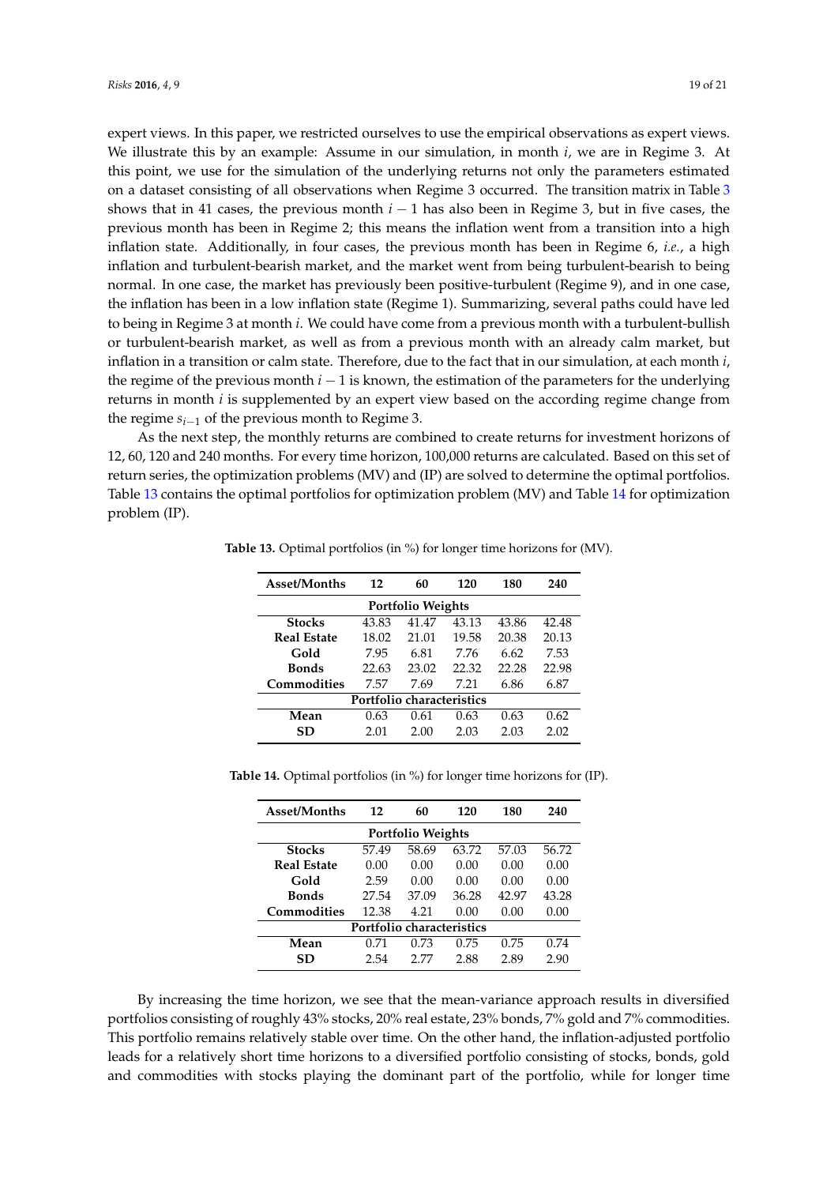expert views. In this paper, we restricted ourselves to use the empirical observations as expert views. We illustrate this by an example: Assume in our simulation, in month $i$, we are in Regime 3. At this point, we use for the simulation of the underlying returns not only the parameters estimated on a dataset consisting of all observations when Regime 3 occurred. The transition matrix in Table 3 shows that in 41 cases, the previous month $i-1$ has also been in Regime 3, but in five cases, the previous month has been in Regime 2; this means the inflation went from a transition into a high inflation state. Additionally, in four cases, the previous month has been in Regime 6, *i.e.*, a high inflation and turbulent-bearish market, and the market went from being turbulent-bearish to being normal. In one case, the market has previously been positive-turbulent (Regime 9), and in one case, the inflation has been in a low inflation state (Regime 1). Summarizing, several paths could have led to being in Regime 3 at month $i$. We could have come from a previous month with a turbulent-bullish or turbulent-bearish market, as well as from a previous month with an already calm market, but inflation in a transition or calm state. Therefore, due to the fact that in our simulation, at each month $i$, the regime of the previous month $i-1$ is known, the estimation of the parameters for the underlying returns in month $i$ is supplemented by an expert view based on the according regime change from the regime $s_{i-1}$ of the previous month to Regime 3.

As the next step, the monthly returns are combined to create returns for investment horizons of 12, 60, 120 and 240 months. For every time horizon, 100,000 returns are calculated. Based on this set of return series, the optimization problems (MV) and (IP) are solved to determine the optimal portfolios. Table 13 contains the optimal portfolios for optimization problem (MV) and Table 14 for optimization problem (IP).

**Table 13.** Optimal portfolios (in %) for longer time horizons for (MV).

| Asset/Months | 12 | 60 | 120 | 180 | 240 |
|---|---|---|---|---|---|
| **Portfolio Weights** | | | | | |
| **Stocks** | 43.83 | 41.47 | 43.13 | 43.86 | 42.48 |
| **Real Estate** | 18.02 | 21.01 | 19.58 | 20.38 | 20.13 |
| **Gold** | 7.95 | 6.81 | 7.76 | 6.62 | 7.53 |
| **Bonds** | 22.63 | 23.02 | 22.32 | 22.28 | 22.98 |
| **Commodities** | 7.57 | 7.69 | 7.21 | 6.86 | 6.87 |
| **Portfolio characteristics** | | | | | |
| **Mean** | 0.63 | 0.61 | 0.63 | 0.63 | 0.62 |
| **SD** | 2.01 | 2.00 | 2.03 | 2.03 | 2.02 |

**Table 14.** Optimal portfolios (in %) for longer time horizons for (IP).

| Asset/Months | 12 | 60 | 120 | 180 | 240 |
|---|---|---|---|---|---|
| **Portfolio Weights** | | | | | |
| **Stocks** | 57.49 | 58.69 | 63.72 | 57.03 | 56.72 |
| **Real Estate** | 0.00 | 0.00 | 0.00 | 0.00 | 0.00 |
| **Gold** | 2.59 | 0.00 | 0.00 | 0.00 | 0.00 |
| **Bonds** | 27.54 | 37.09 | 36.28 | 42.97 | 43.28 |
| **Commodities** | 12.38 | 4.21 | 0.00 | 0.00 | 0.00 |
| **Portfolio characteristics** | | | | | |
| **Mean** | 0.71 | 0.73 | 0.75 | 0.75 | 0.74 |
| **SD** | 2.54 | 2.77 | 2.88 | 2.89 | 2.90 |

By increasing the time horizon, we see that the mean-variance approach results in diversified portfolios consisting of roughly 43% stocks, 20% real estate, 23% bonds, 7% gold and 7% commodities. This portfolio remains relatively stable over time. On the other hand, the inflation-adjusted portfolio leads for a relatively short time horizons to a diversified portfolio consisting of stocks, bonds, gold and commodities with stocks playing the dominant part of the portfolio, while for longer time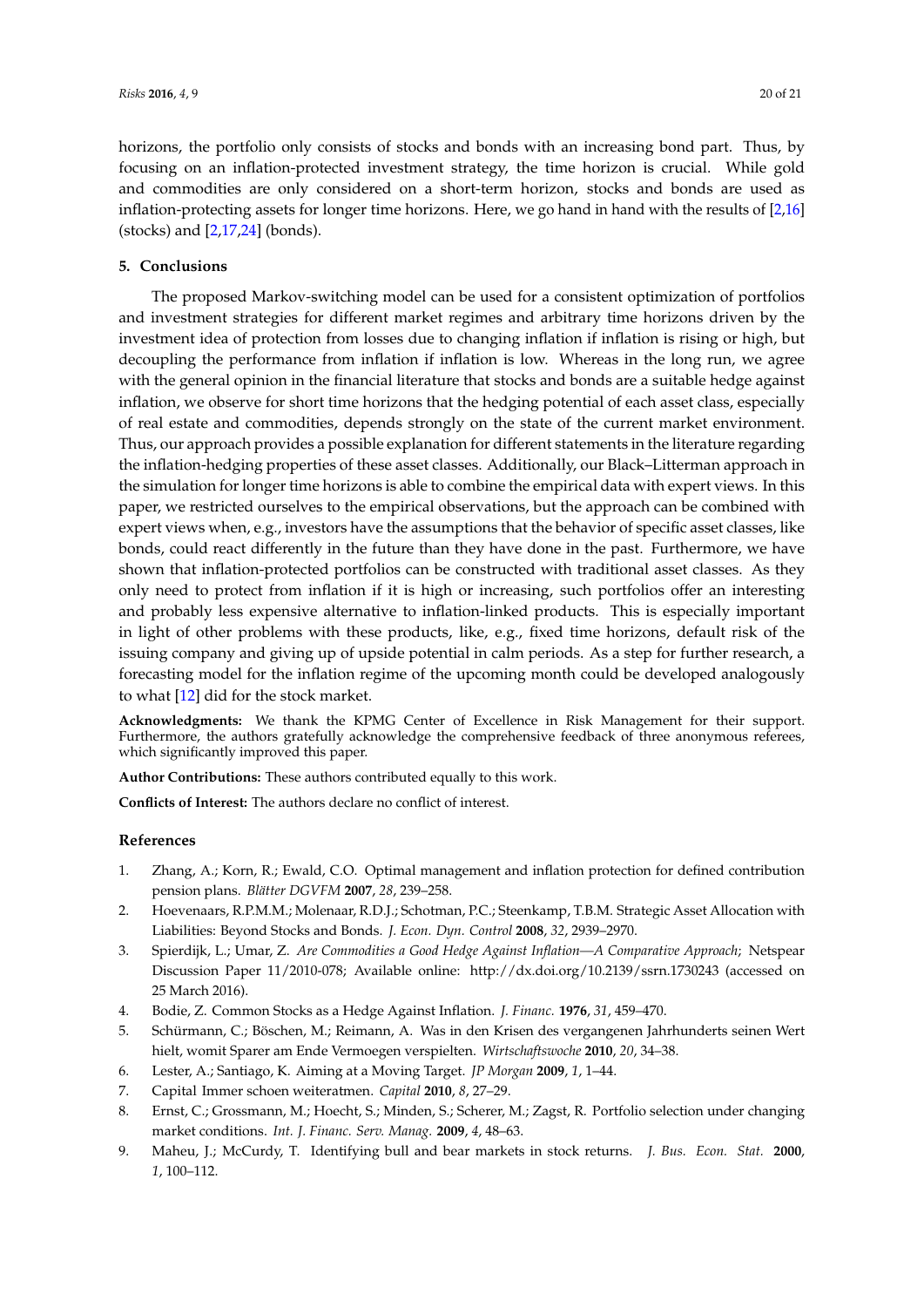horizons, the portfolio only consists of stocks and bonds with an increasing bond part. Thus, by focusing on an inflation-protected investment strategy, the time horizon is crucial. While gold and commodities are only considered on a short-term horizon, stocks and bonds are used as inflation-protecting assets for longer time horizons. Here, we go hand in hand with the results of [2,16] (stocks) and [2,17,24] (bonds).

## 5. Conclusions

The proposed Markov-switching model can be used for a consistent optimization of portfolios and investment strategies for different market regimes and arbitrary time horizons driven by the investment idea of protection from losses due to changing inflation if inflation is rising or high, but decoupling the performance from inflation if inflation is low. Whereas in the long run, we agree with the general opinion in the financial literature that stocks and bonds are a suitable hedge against inflation, we observe for short time horizons that the hedging potential of each asset class, especially of real estate and commodities, depends strongly on the state of the current market environment. Thus, our approach provides a possible explanation for different statements in the literature regarding the inflation-hedging properties of these asset classes. Additionally, our Black–Litterman approach in the simulation for longer time horizons is able to combine the empirical data with expert views. In this paper, we restricted ourselves to the empirical observations, but the approach can be combined with expert views when, e.g., investors have the assumptions that the behavior of specific asset classes, like bonds, could react differently in the future than they have done in the past. Furthermore, we have shown that inflation-protected portfolios can be constructed with traditional asset classes. As they only need to protect from inflation if it is high or increasing, such portfolios offer an interesting and probably less expensive alternative to inflation-linked products. This is especially important in light of other problems with these products, like, e.g., fixed time horizons, default risk of the issuing company and giving up of upside potential in calm periods. As a step for further research, a forecasting model for the inflation regime of the upcoming month could be developed analogously to what [12] did for the stock market.

**Acknowledgments:** We thank the KPMG Center of Excellence in Risk Management for their support. Furthermore, the authors gratefully acknowledge the comprehensive feedback of three anonymous referees, which significantly improved this paper.

**Author Contributions:** These authors contributed equally to this work.

**Conflicts of Interest:** The authors declare no conflict of interest.

## References

1. Zhang, A.; Korn, R.; Ewald, C.O. Optimal management and inflation protection for defined contribution pension plans. *Blätter DGVFM* **2007**, *28*, 239–258.
2. Hoevenaars, R.P.M.M.; Molenaar, R.D.J.; Schotman, P.C.; Steenkamp, T.B.M. Strategic Asset Allocation with Liabilities: Beyond Stocks and Bonds. *J. Econ. Dyn. Control* **2008**, *32*, 2939–2970.
3. Spierdijk, L.; Umar, Z. *Are Commodities a Good Hedge Against Inflation—A Comparative Approach*; Netspear Discussion Paper 11/2010-078; Available online: http://dx.doi.org/10.2139/ssrn.1730243 (accessed on 25 March 2016).
4. Bodie, Z. Common Stocks as a Hedge Against Inflation. *J. Financ.* **1976**, *31*, 459–470.
5. Schürmann, C.; Böschen, M.; Reimann, A. Was in den Krisen des vergangenen Jahrhunderts seinen Wert hielt, womit Sparer am Ende Vermoegen verspielten. *Wirtschaftswoche* **2010**, *20*, 34–38.
6. Lester, A.; Santiago, K. Aiming at a Moving Target. *JP Morgan* **2009**, *1*, 1–44.
7. Capital Immer schoen weiteratmen. *Capital* **2010**, *8*, 27–29.
8. Ernst, C.; Grossmann, M.; Hoecht, S.; Minden, S.; Scherer, M.; Zagst, R. Portfolio selection under changing market conditions. *Int. J. Financ. Serv. Manag.* **2009**, *4*, 48–63.
9. Maheu, J.; McCurdy, T. Identifying bull and bear markets in stock returns. *J. Bus. Econ. Stat.* **2000**, *1*, 100–112.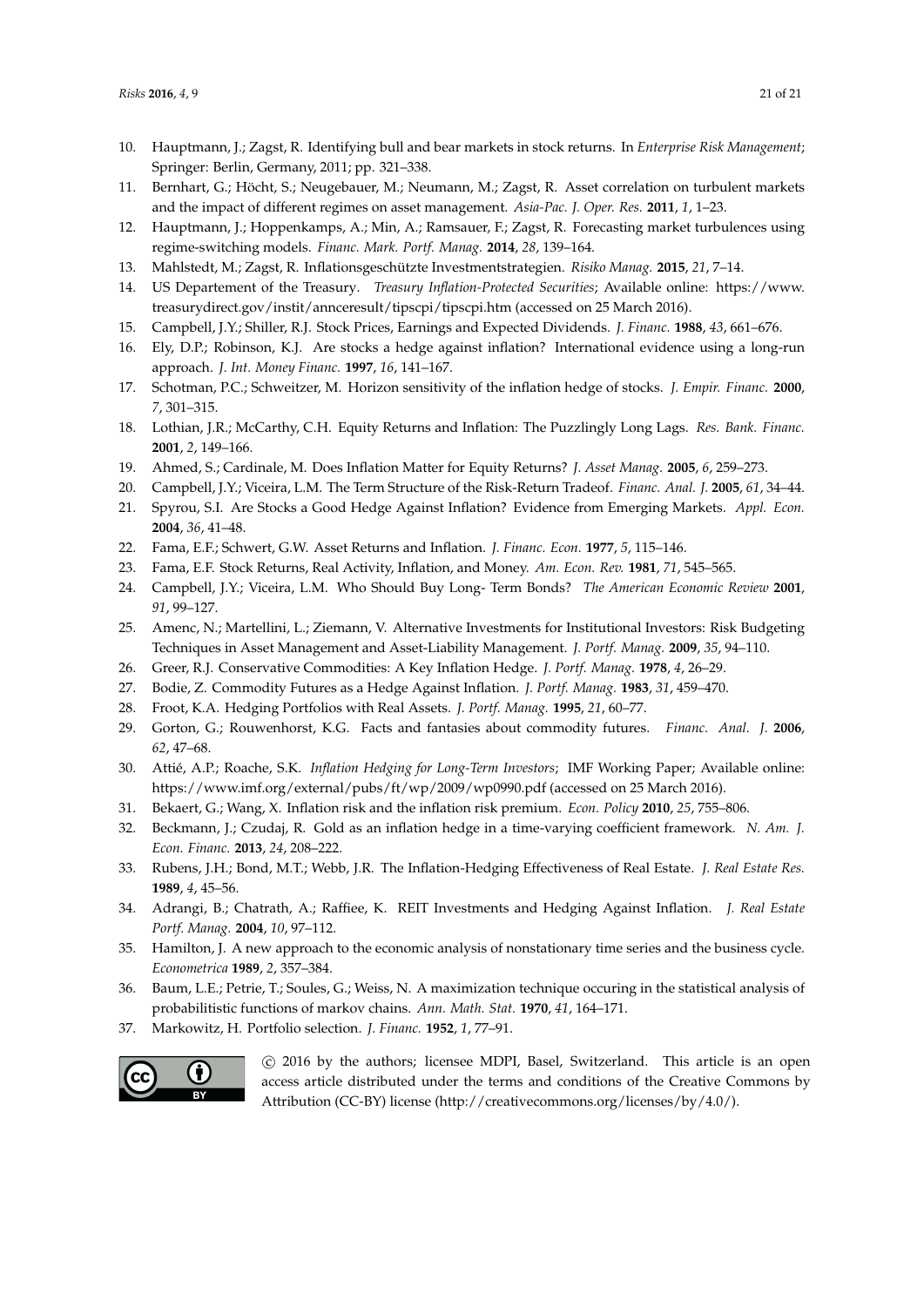10. Hauptmann, J.; Zagst, R. Identifying bull and bear markets in stock returns. In *Enterprise Risk Management*; Springer: Berlin, Germany, 2011; pp. 321–338.
11. Bernhart, G.; Höcht, S.; Neugebauer, M.; Neumann, M.; Zagst, R. Asset correlation on turbulent markets and the impact of different regimes on asset management. *Asia-Pac. J. Oper. Res.* **2011**, *1*, 1–23.
12. Hauptmann, J.; Hoppenkamps, A.; Min, A.; Ramsauer, F.; Zagst, R. Forecasting market turbulences using regime-switching models. *Financ. Mark. Portf. Manag.* **2014**, *28*, 139–164.
13. Mahlstedt, M.; Zagst, R. Inflationsgeschützte Investmentstrategien. *Risiko Manag.* **2015**, *21*, 7–14.
14. US Departement of the Treasury. *Treasury Inflation-Protected Securities*; Available online: https://www.treasurydirect.gov/instit/annceresult/tipscpi/tipscpi.htm (accessed on 25 March 2016).
15. Campbell, J.Y.; Shiller, R.J. Stock Prices, Earnings and Expected Dividends. *J. Financ.* **1988**, *43*, 661–676.
16. Ely, D.P.; Robinson, K.J. Are stocks a hedge against inflation? International evidence using a long-run approach. *J. Int. Money Financ.* **1997**, *16*, 141–167.
17. Schotman, P.C.; Schweitzer, M. Horizon sensitivity of the inflation hedge of stocks. *J. Empir. Financ.* **2000**, *7*, 301–315.
18. Lothian, J.R.; McCarthy, C.H. Equity Returns and Inflation: The Puzzlingly Long Lags. *Res. Bank. Financ.* **2001**, *2*, 149–166.
19. Ahmed, S.; Cardinale, M. Does Inflation Matter for Equity Returns? *J. Asset Manag.* **2005**, *6*, 259–273.
20. Campbell, J.Y.; Viceira, L.M. The Term Structure of the Risk-Return Tradeof. *Financ. Anal. J.* **2005**, *61*, 34–44.
21. Spyrou, S.I. Are Stocks a Good Hedge Against Inflation? Evidence from Emerging Markets. *Appl. Econ.* **2004**, *36*, 41–48.
22. Fama, E.F.; Schwert, G.W. Asset Returns and Inflation. *J. Financ. Econ.* **1977**, *5*, 115–146.
23. Fama, E.F. Stock Returns, Real Activity, Inflation, and Money. *Am. Econ. Rev.* **1981**, *71*, 545–565.
24. Campbell, J.Y.; Viceira, L.M. Who Should Buy Long- Term Bonds? *The American Economic Review* **2001**, *91*, 99–127.
25. Amenc, N.; Martellini, L.; Ziemann, V. Alternative Investments for Institutional Investors: Risk Budgeting Techniques in Asset Management and Asset-Liability Management. *J. Portf. Manag.* **2009**, *35*, 94–110.
26. Greer, R.J. Conservative Commodities: A Key Inflation Hedge. *J. Portf. Manag.* **1978**, *4*, 26–29.
27. Bodie, Z. Commodity Futures as a Hedge Against Inflation. *J. Portf. Manag.* **1983**, *31*, 459–470.
28. Froot, K.A. Hedging Portfolios with Real Assets. *J. Portf. Manag.* **1995**, *21*, 60–77.
29. Gorton, G.; Rouwenhorst, K.G. Facts and fantasies about commodity futures. *Financ. Anal. J.* **2006**, *62*, 47–68.
30. Attié, A.P.; Roache, S.K. *Inflation Hedging for Long-Term Investors*; IMF Working Paper; Available online: https://www.imf.org/external/pubs/ft/wp/2009/wp0990.pdf (accessed on 25 March 2016).
31. Bekaert, G.; Wang, X. Inflation risk and the inflation risk premium. *Econ. Policy* **2010**, *25*, 755–806.
32. Beckmann, J.; Czudaj, R. Gold as an inflation hedge in a time-varying coefficient framework. *N. Am. J. Econ. Financ.* **2013**, *24*, 208–222.
33. Rubens, J.H.; Bond, M.T.; Webb, J.R. The Inflation-Hedging Effectiveness of Real Estate. *J. Real Estate Res.* **1989**, *4*, 45–56.
34. Adrangi, B.; Chatrath, A.; Raffiee, K. REIT Investments and Hedging Against Inflation. *J. Real Estate Portf. Manag.* **2004**, *10*, 97–112.
35. Hamilton, J. A new approach to the economic analysis of nonstationary time series and the business cycle. *Econometrica* **1989**, *2*, 357–384.
36. Baum, L.E.; Petrie, T.; Soules, G.; Weiss, N. A maximization technique occuring in the statistical analysis of probabilitistic functions of markov chains. *Ann. Math. Stat.* **1970**, *41*, 164–171.
37. Markowitz, H. Portfolio selection. *J. Financ.* **1952**, *1*, 77–91.

© 2016 by the authors; licensee MDPI, Basel, Switzerland. This article is an open access article distributed under the terms and conditions of the Creative Commons by Attribution (CC-BY) license (http://creativecommons.org/licenses/by/4.0/).